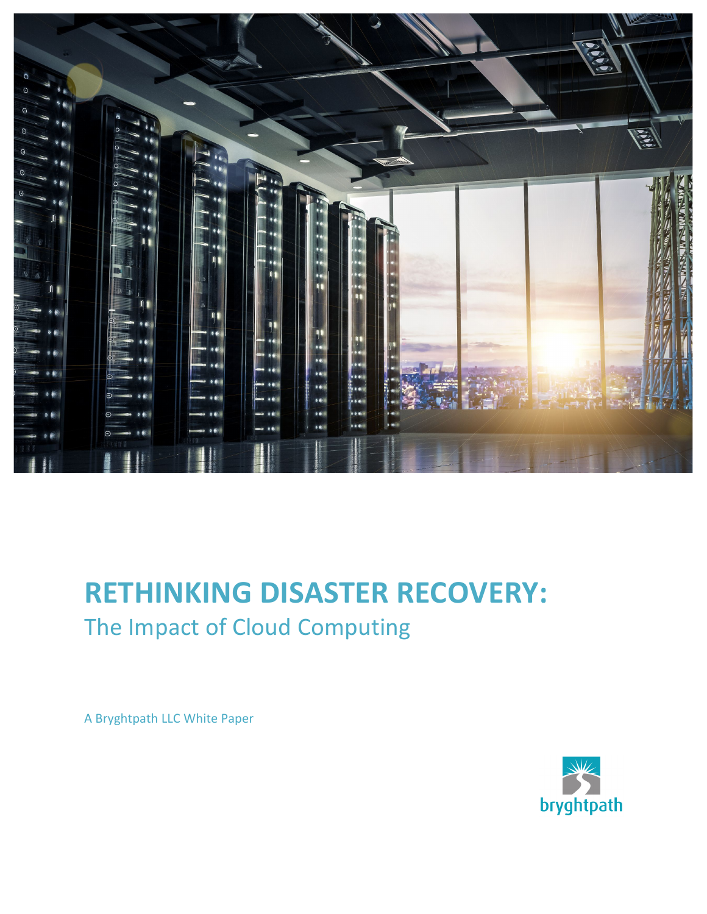# RETHINKING DISASTER RECOVERY:

## The Impact of Cloud Computing

A Bryghtpath LLC White Paper

bryghtpath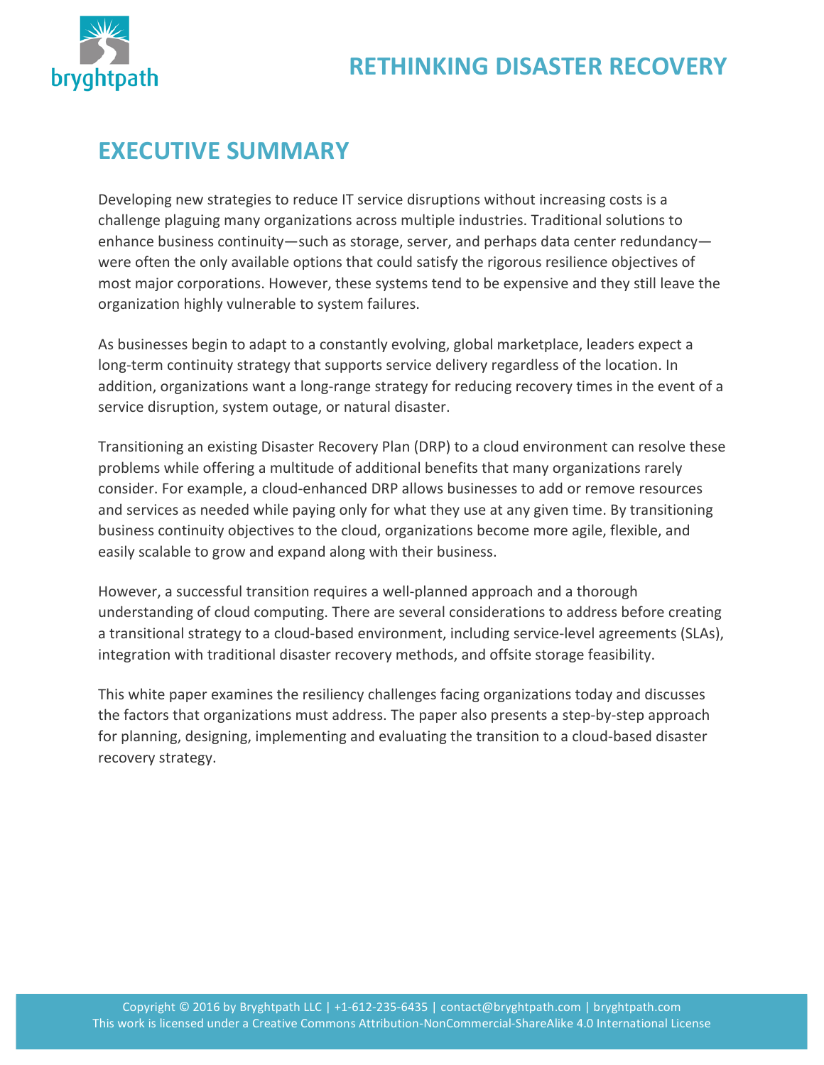## EXECUTIVE SUMMARY

Developing new strategies to reduce IT service disruptions without increasing costs is a challenge plaguing many organizations across multiple industries. Traditional solutions to enhance business continuity—such as storage, server, and perhaps data center redundancy—were often the only available options that could satisfy the rigorous resilience objectives of most major corporations. However, these systems tend to be expensive and they still leave the organization highly vulnerable to system failures.

As businesses begin to adapt to a constantly evolving, global marketplace, leaders expect a long-term continuity strategy that supports service delivery regardless of the location. In addition, organizations want a long-range strategy for reducing recovery times in the event of a service disruption, system outage, or natural disaster.

Transitioning an existing Disaster Recovery Plan (DRP) to a cloud environment can resolve these problems while offering a multitude of additional benefits that many organizations rarely consider. For example, a cloud-enhanced DRP allows businesses to add or remove resources and services as needed while paying only for what they use at any given time. By transitioning business continuity objectives to the cloud, organizations become more agile, flexible, and easily scalable to grow and expand along with their business.

However, a successful transition requires a well-planned approach and a thorough understanding of cloud computing. There are several considerations to address before creating a transitional strategy to a cloud-based environment, including service-level agreements (SLAs), integration with traditional disaster recovery methods, and offsite storage feasibility.

This white paper examines the resiliency challenges facing organizations today and discusses the factors that organizations must address. The paper also presents a step-by-step approach for planning, designing, implementing and evaluating the transition to a cloud-based disaster recovery strategy.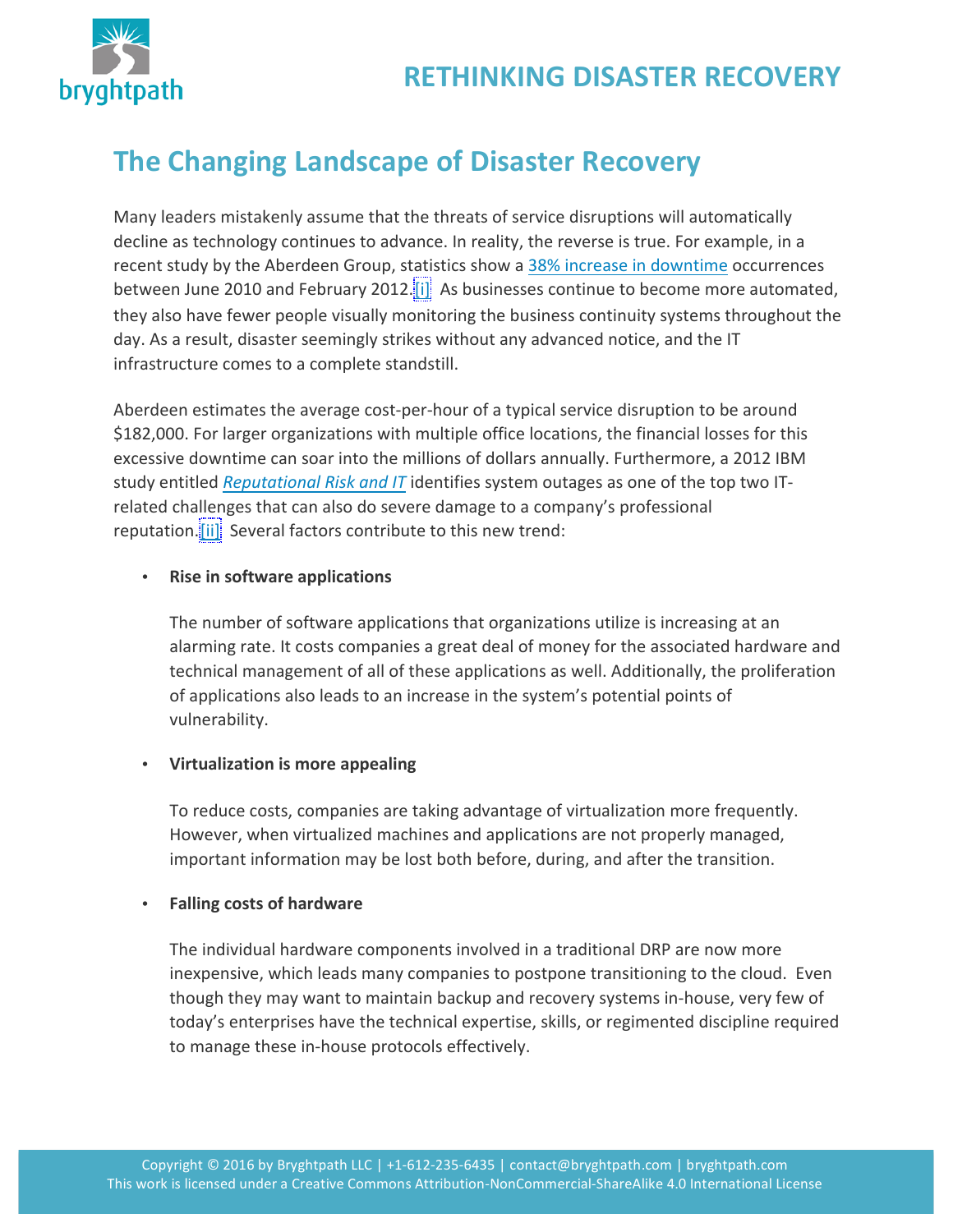# The Changing Landscape of Disaster Recovery

Many leaders mistakenly assume that the threats of service disruptions will automatically decline as technology continues to advance. In reality, the reverse is true. For example, in a recent study by the Aberdeen Group, statistics show a 38% increase in downtime occurrences between June 2010 and February 2012.[i] As businesses continue to become more automated, they also have fewer people visually monitoring the business continuity systems throughout the day. As a result, disaster seemingly strikes without any advanced notice, and the IT infrastructure comes to a complete standstill.

Aberdeen estimates the average cost-per-hour of a typical service disruption to be around $182,000. For larger organizations with multiple office locations, the financial losses for this excessive downtime can soar into the millions of dollars annually. Furthermore, a 2012 IBM study entitled *Reputational Risk and IT* identifies system outages as one of the top two IT-related challenges that can also do severe damage to a company's professional reputation.[ii] Several factors contribute to this new trend:

- **Rise in software applications**

  The number of software applications that organizations utilize is increasing at an alarming rate. It costs companies a great deal of money for the associated hardware and technical management of all of these applications as well. Additionally, the proliferation of applications also leads to an increase in the system's potential points of vulnerability.

- **Virtualization is more appealing**

  To reduce costs, companies are taking advantage of virtualization more frequently. However, when virtualized machines and applications are not properly managed, important information may be lost both before, during, and after the transition.

- **Falling costs of hardware**

  The individual hardware components involved in a traditional DRP are now more inexpensive, which leads many companies to postpone transitioning to the cloud. Even though they may want to maintain backup and recovery systems in-house, very few of today's enterprises have the technical expertise, skills, or regimented discipline required to manage these in-house protocols effectively.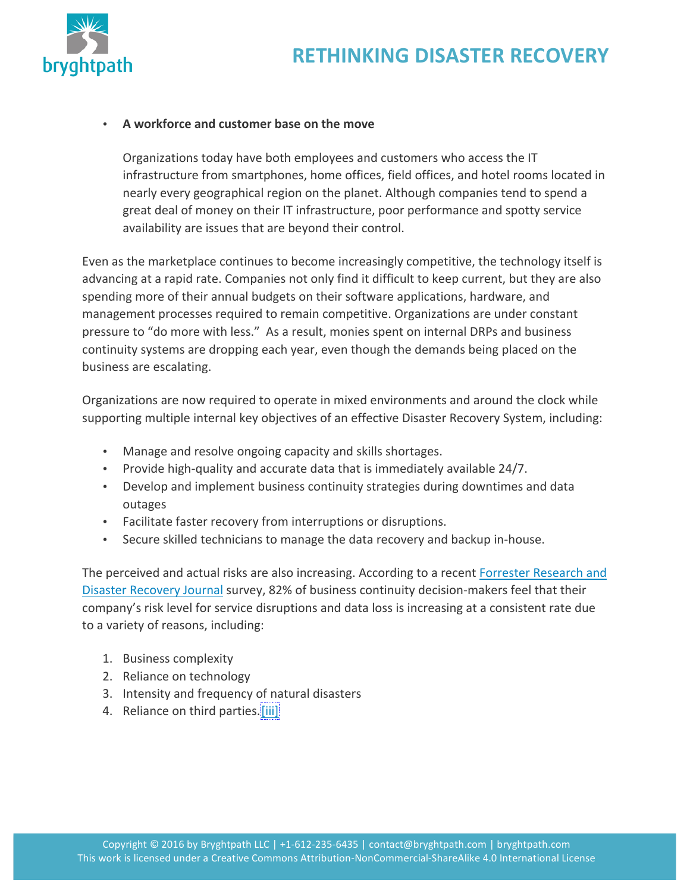- **A workforce and customer base on the move**

  Organizations today have both employees and customers who access the IT infrastructure from smartphones, home offices, field offices, and hotel rooms located in nearly every geographical region on the planet. Although companies tend to spend a great deal of money on their IT infrastructure, poor performance and spotty service availability are issues that are beyond their control.

Even as the marketplace continues to become increasingly competitive, the technology itself is advancing at a rapid rate. Companies not only find it difficult to keep current, but they are also spending more of their annual budgets on their software applications, hardware, and management processes required to remain competitive. Organizations are under constant pressure to "do more with less." As a result, monies spent on internal DRPs and business continuity systems are dropping each year, even though the demands being placed on the business are escalating.

Organizations are now required to operate in mixed environments and around the clock while supporting multiple internal key objectives of an effective Disaster Recovery System, including:

- Manage and resolve ongoing capacity and skills shortages.
- Provide high-quality and accurate data that is immediately available 24/7.
- Develop and implement business continuity strategies during downtimes and data outages
- Facilitate faster recovery from interruptions or disruptions.
- Secure skilled technicians to manage the data recovery and backup in-house.

The perceived and actual risks are also increasing. According to a recent Forrester Research and Disaster Recovery Journal survey, 82% of business continuity decision-makers feel that their company's risk level for service disruptions and data loss is increasing at a consistent rate due to a variety of reasons, including:

1. Business complexity
2. Reliance on technology
3. Intensity and frequency of natural disasters
4. Reliance on third parties.[iii]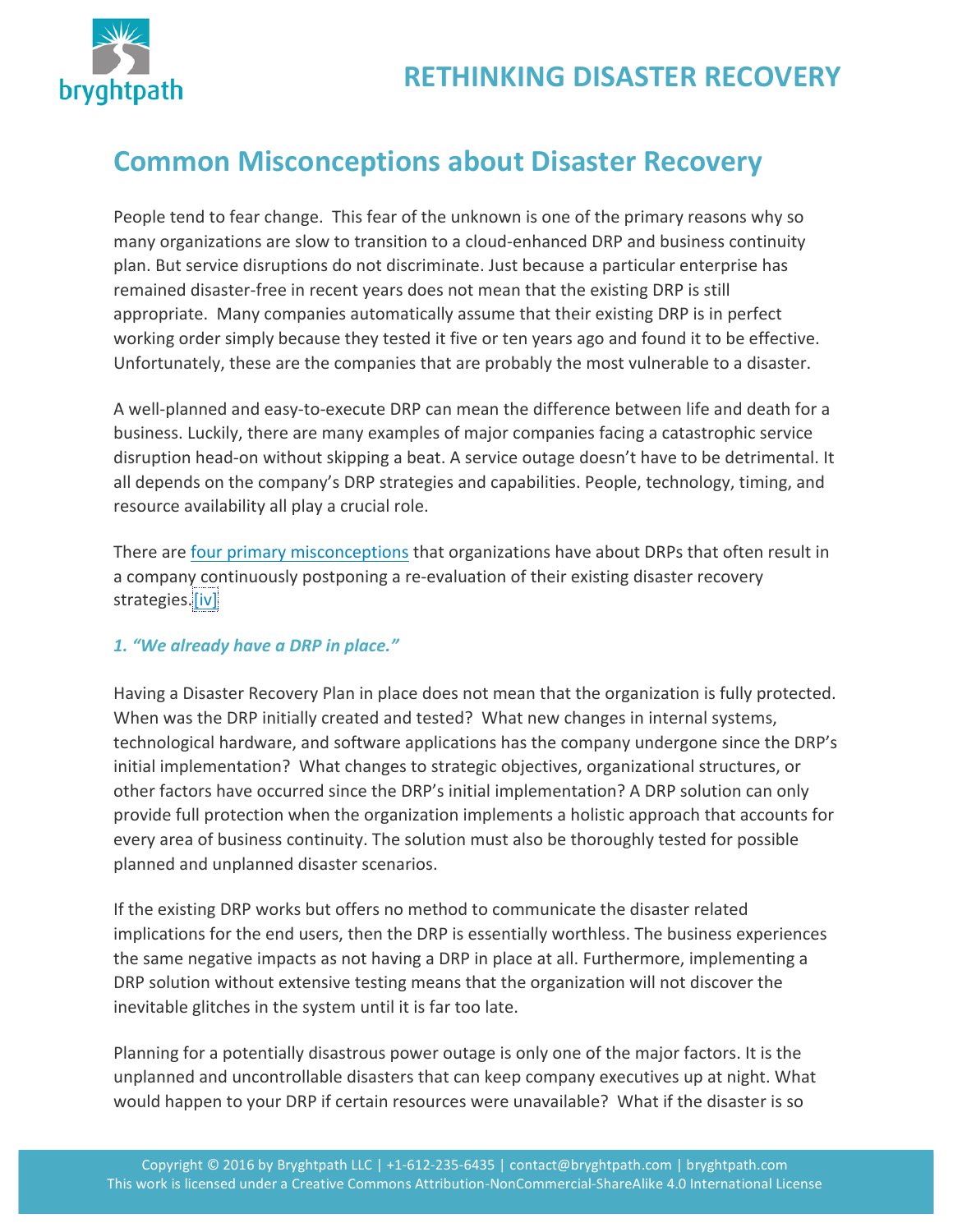## Common Misconceptions about Disaster Recovery

People tend to fear change. This fear of the unknown is one of the primary reasons why so many organizations are slow to transition to a cloud-enhanced DRP and business continuity plan. But service disruptions do not discriminate. Just because a particular enterprise has remained disaster-free in recent years does not mean that the existing DRP is still appropriate. Many companies automatically assume that their existing DRP is in perfect working order simply because they tested it five or ten years ago and found it to be effective. Unfortunately, these are the companies that are probably the most vulnerable to a disaster.

A well-planned and easy-to-execute DRP can mean the difference between life and death for a business. Luckily, there are many examples of major companies facing a catastrophic service disruption head-on without skipping a beat. A service outage doesn't have to be detrimental. It all depends on the company's DRP strategies and capabilities. People, technology, timing, and resource availability all play a crucial role.

There are four primary misconceptions that organizations have about DRPs that often result in a company continuously postponing a re-evaluation of their existing disaster recovery strategies.[iv]

### *1. "We already have a DRP in place."*

Having a Disaster Recovery Plan in place does not mean that the organization is fully protected. When was the DRP initially created and tested? What new changes in internal systems, technological hardware, and software applications has the company undergone since the DRP's initial implementation? What changes to strategic objectives, organizational structures, or other factors have occurred since the DRP's initial implementation? A DRP solution can only provide full protection when the organization implements a holistic approach that accounts for every area of business continuity. The solution must also be thoroughly tested for possible planned and unplanned disaster scenarios.

If the existing DRP works but offers no method to communicate the disaster related implications for the end users, then the DRP is essentially worthless. The business experiences the same negative impacts as not having a DRP in place at all. Furthermore, implementing a DRP solution without extensive testing means that the organization will not discover the inevitable glitches in the system until it is far too late.

Planning for a potentially disastrous power outage is only one of the major factors. It is the unplanned and uncontrollable disasters that can keep company executives up at night. What would happen to your DRP if certain resources were unavailable? What if the disaster is so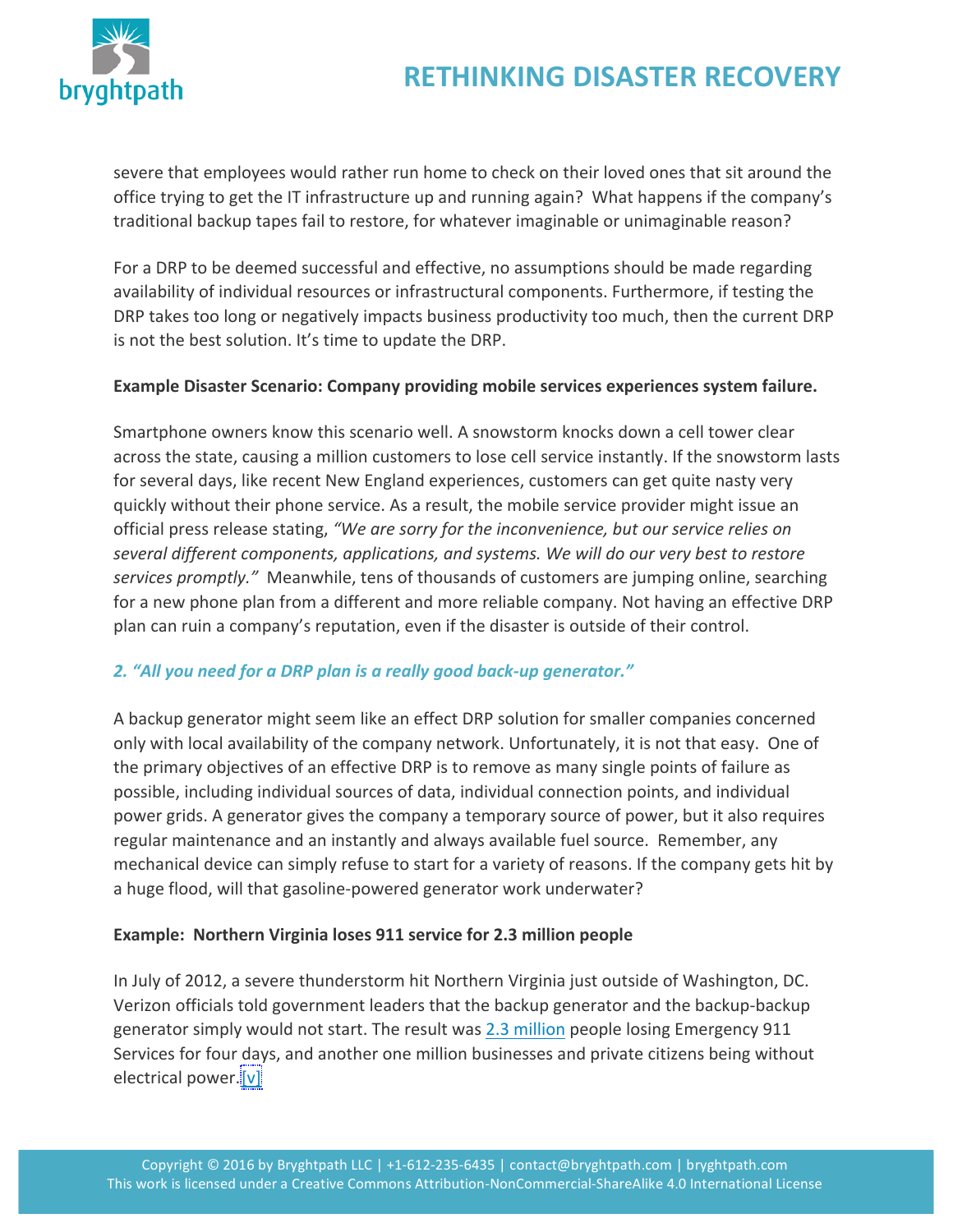severe that employees would rather run home to check on their loved ones that sit around the office trying to get the IT infrastructure up and running again? What happens if the company's traditional backup tapes fail to restore, for whatever imaginable or unimaginable reason?

For a DRP to be deemed successful and effective, no assumptions should be made regarding availability of individual resources or infrastructural components. Furthermore, if testing the DRP takes too long or negatively impacts business productivity too much, then the current DRP is not the best solution. It's time to update the DRP.

**Example Disaster Scenario: Company providing mobile services experiences system failure.**

Smartphone owners know this scenario well. A snowstorm knocks down a cell tower clear across the state, causing a million customers to lose cell service instantly. If the snowstorm lasts for several days, like recent New England experiences, customers can get quite nasty very quickly without their phone service. As a result, the mobile service provider might issue an official press release stating, *"We are sorry for the inconvenience, but our service relies on several different components, applications, and systems. We will do our very best to restore services promptly."* Meanwhile, tens of thousands of customers are jumping online, searching for a new phone plan from a different and more reliable company. Not having an effective DRP plan can ruin a company's reputation, even if the disaster is outside of their control.

### *2. "All you need for a DRP plan is a really good back-up generator."*

A backup generator might seem like an effect DRP solution for smaller companies concerned only with local availability of the company network. Unfortunately, it is not that easy. One of the primary objectives of an effective DRP is to remove as many single points of failure as possible, including individual sources of data, individual connection points, and individual power grids. A generator gives the company a temporary source of power, but it also requires regular maintenance and an instantly and always available fuel source. Remember, any mechanical device can simply refuse to start for a variety of reasons. If the company gets hit by a huge flood, will that gasoline-powered generator work underwater?

**Example: Northern Virginia loses 911 service for 2.3 million people**

In July of 2012, a severe thunderstorm hit Northern Virginia just outside of Washington, DC. Verizon officials told government leaders that the backup generator and the backup-backup generator simply would not start. The result was 2.3 million people losing Emergency 911 Services for four days, and another one million businesses and private citizens being without electrical power.[v]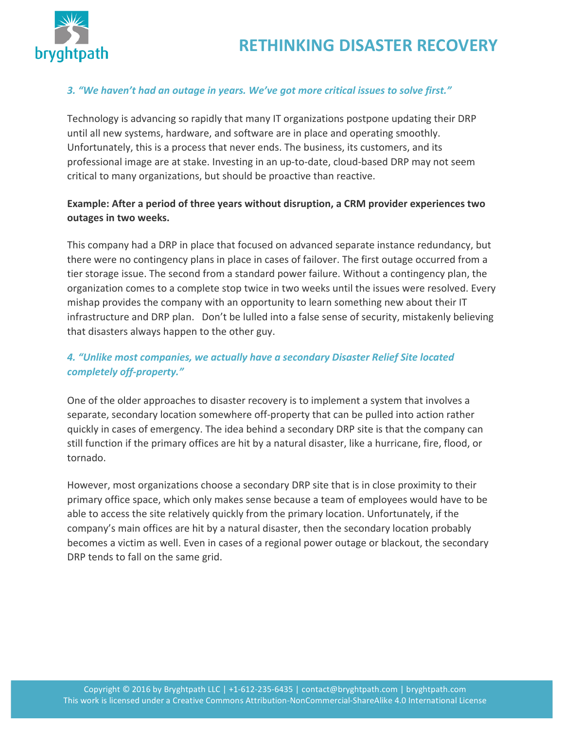### *3. "We haven't had an outage in years. We've got more critical issues to solve first."*

Technology is advancing so rapidly that many IT organizations postpone updating their DRP until all new systems, hardware, and software are in place and operating smoothly. Unfortunately, this is a process that never ends. The business, its customers, and its professional image are at stake. Investing in an up-to-date, cloud-based DRP may not seem critical to many organizations, but should be proactive than reactive.

**Example: After a period of three years without disruption, a CRM provider experiences two outages in two weeks.**

This company had a DRP in place that focused on advanced separate instance redundancy, but there were no contingency plans in place in cases of failover. The first outage occurred from a tier storage issue. The second from a standard power failure. Without a contingency plan, the organization comes to a complete stop twice in two weeks until the issues were resolved. Every mishap provides the company with an opportunity to learn something new about their IT infrastructure and DRP plan. Don't be lulled into a false sense of security, mistakenly believing that disasters always happen to the other guy.

### *4. "Unlike most companies, we actually have a secondary Disaster Relief Site located completely off-property."*

One of the older approaches to disaster recovery is to implement a system that involves a separate, secondary location somewhere off-property that can be pulled into action rather quickly in cases of emergency. The idea behind a secondary DRP site is that the company can still function if the primary offices are hit by a natural disaster, like a hurricane, fire, flood, or tornado.

However, most organizations choose a secondary DRP site that is in close proximity to their primary office space, which only makes sense because a team of employees would have to be able to access the site relatively quickly from the primary location. Unfortunately, if the company's main offices are hit by a natural disaster, then the secondary location probably becomes a victim as well. Even in cases of a regional power outage or blackout, the secondary DRP tends to fall on the same grid.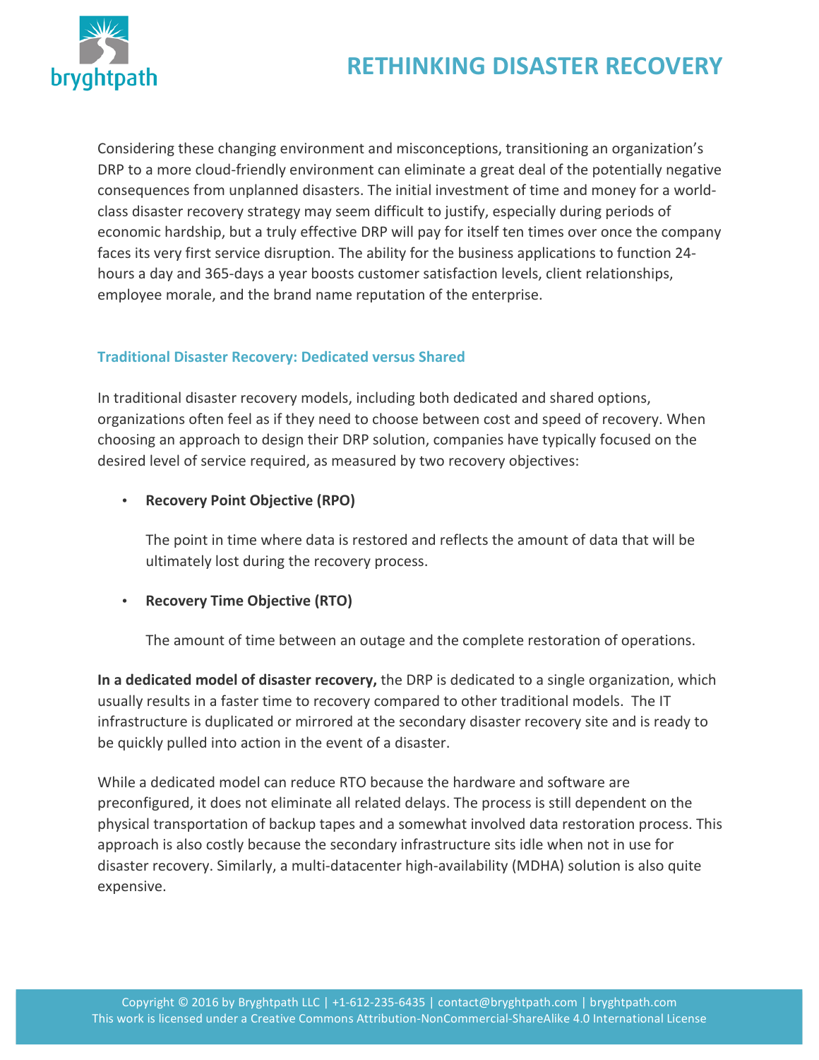Considering these changing environment and misconceptions, transitioning an organization's DRP to a more cloud-friendly environment can eliminate a great deal of the potentially negative consequences from unplanned disasters. The initial investment of time and money for a world-class disaster recovery strategy may seem difficult to justify, especially during periods of economic hardship, but a truly effective DRP will pay for itself ten times over once the company faces its very first service disruption. The ability for the business applications to function 24-hours a day and 365-days a year boosts customer satisfaction levels, client relationships, employee morale, and the brand name reputation of the enterprise.

### Traditional Disaster Recovery: Dedicated versus Shared

In traditional disaster recovery models, including both dedicated and shared options, organizations often feel as if they need to choose between cost and speed of recovery. When choosing an approach to design their DRP solution, companies have typically focused on the desired level of service required, as measured by two recovery objectives:

- **Recovery Point Objective (RPO)**

  The point in time where data is restored and reflects the amount of data that will be ultimately lost during the recovery process.

- **Recovery Time Objective (RTO)**

  The amount of time between an outage and the complete restoration of operations.

**In a dedicated model of disaster recovery,** the DRP is dedicated to a single organization, which usually results in a faster time to recovery compared to other traditional models. The IT infrastructure is duplicated or mirrored at the secondary disaster recovery site and is ready to be quickly pulled into action in the event of a disaster.

While a dedicated model can reduce RTO because the hardware and software are preconfigured, it does not eliminate all related delays. The process is still dependent on the physical transportation of backup tapes and a somewhat involved data restoration process. This approach is also costly because the secondary infrastructure sits idle when not in use for disaster recovery. Similarly, a multi-datacenter high-availability (MDHA) solution is also quite expensive.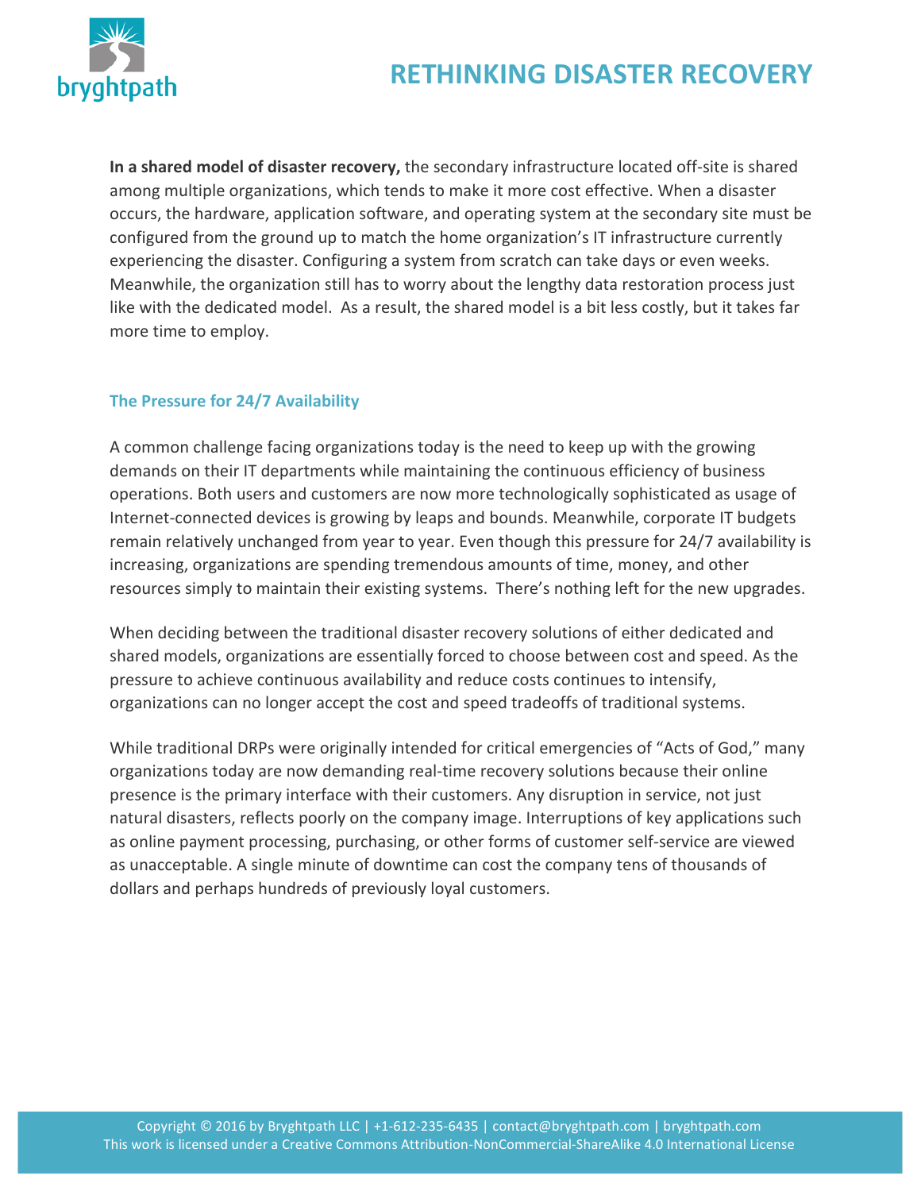**In a shared model of disaster recovery,** the secondary infrastructure located off-site is shared among multiple organizations, which tends to make it more cost effective. When a disaster occurs, the hardware, application software, and operating system at the secondary site must be configured from the ground up to match the home organization's IT infrastructure currently experiencing the disaster. Configuring a system from scratch can take days or even weeks. Meanwhile, the organization still has to worry about the lengthy data restoration process just like with the dedicated model. As a result, the shared model is a bit less costly, but it takes far more time to employ.

### The Pressure for 24/7 Availability

A common challenge facing organizations today is the need to keep up with the growing demands on their IT departments while maintaining the continuous efficiency of business operations. Both users and customers are now more technologically sophisticated as usage of Internet-connected devices is growing by leaps and bounds. Meanwhile, corporate IT budgets remain relatively unchanged from year to year. Even though this pressure for 24/7 availability is increasing, organizations are spending tremendous amounts of time, money, and other resources simply to maintain their existing systems. There's nothing left for the new upgrades.

When deciding between the traditional disaster recovery solutions of either dedicated and shared models, organizations are essentially forced to choose between cost and speed. As the pressure to achieve continuous availability and reduce costs continues to intensify, organizations can no longer accept the cost and speed tradeoffs of traditional systems.

While traditional DRPs were originally intended for critical emergencies of "Acts of God," many organizations today are now demanding real-time recovery solutions because their online presence is the primary interface with their customers. Any disruption in service, not just natural disasters, reflects poorly on the company image. Interruptions of key applications such as online payment processing, purchasing, or other forms of customer self-service are viewed as unacceptable. A single minute of downtime can cost the company tens of thousands of dollars and perhaps hundreds of previously loyal customers.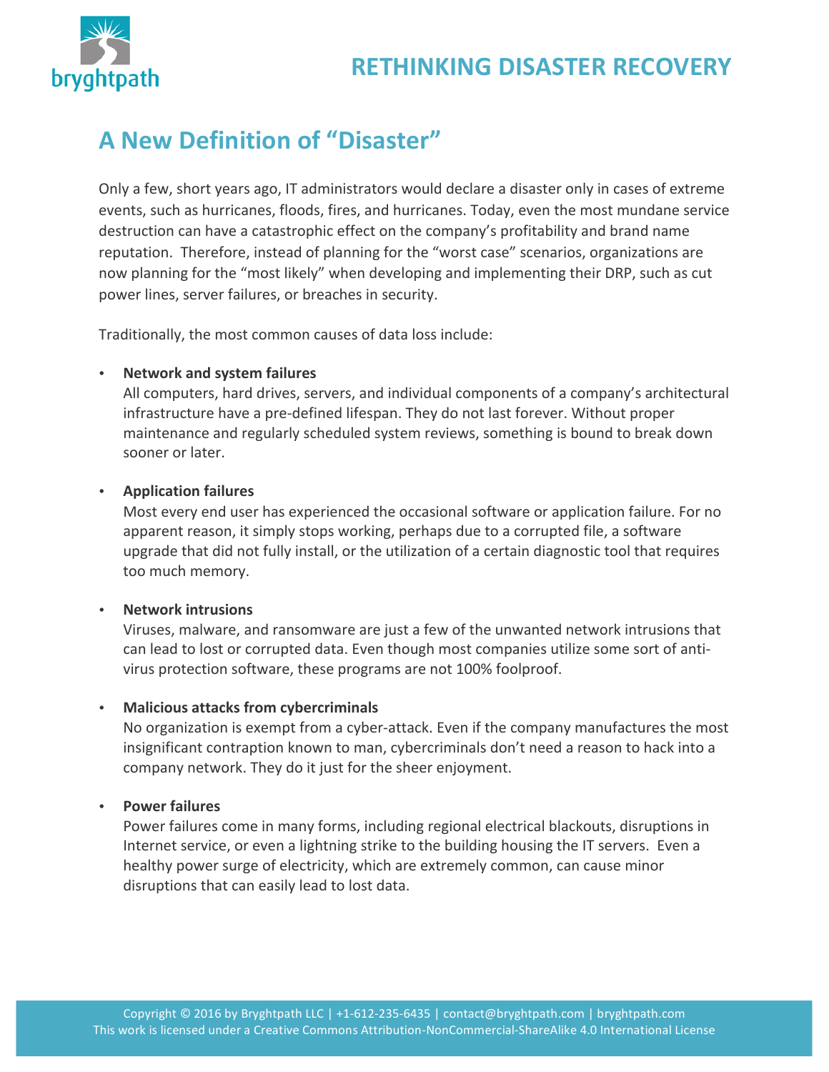## A New Definition of "Disaster"

Only a few, short years ago, IT administrators would declare a disaster only in cases of extreme events, such as hurricanes, floods, fires, and hurricanes. Today, even the most mundane service destruction can have a catastrophic effect on the company's profitability and brand name reputation. Therefore, instead of planning for the "worst case" scenarios, organizations are now planning for the "most likely" when developing and implementing their DRP, such as cut power lines, server failures, or breaches in security.

Traditionally, the most common causes of data loss include:

- **Network and system failures**
  All computers, hard drives, servers, and individual components of a company's architectural infrastructure have a pre-defined lifespan. They do not last forever. Without proper maintenance and regularly scheduled system reviews, something is bound to break down sooner or later.

- **Application failures**
  Most every end user has experienced the occasional software or application failure. For no apparent reason, it simply stops working, perhaps due to a corrupted file, a software upgrade that did not fully install, or the utilization of a certain diagnostic tool that requires too much memory.

- **Network intrusions**
  Viruses, malware, and ransomware are just a few of the unwanted network intrusions that can lead to lost or corrupted data. Even though most companies utilize some sort of anti-virus protection software, these programs are not 100% foolproof.

- **Malicious attacks from cybercriminals**
  No organization is exempt from a cyber-attack. Even if the company manufactures the most insignificant contraption known to man, cybercriminals don't need a reason to hack into a company network. They do it just for the sheer enjoyment.

- **Power failures**
  Power failures come in many forms, including regional electrical blackouts, disruptions in Internet service, or even a lightning strike to the building housing the IT servers. Even a healthy power surge of electricity, which are extremely common, can cause minor disruptions that can easily lead to lost data.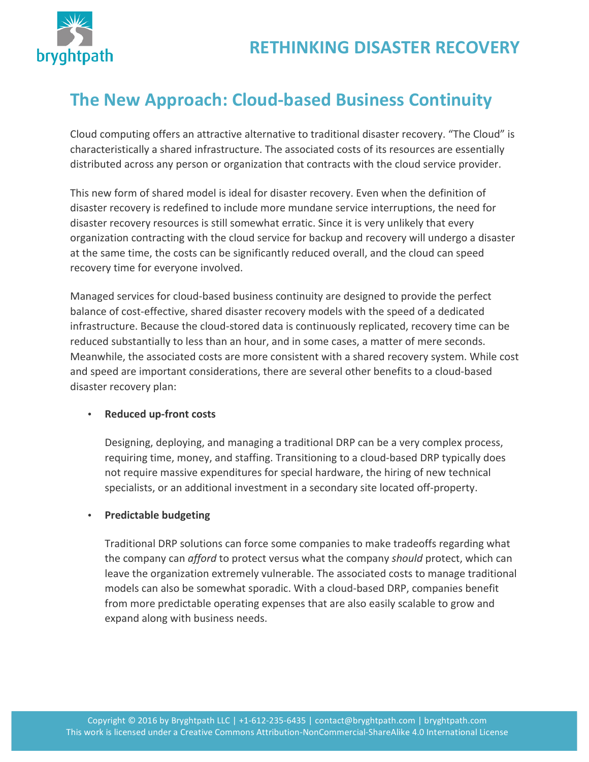## The New Approach: Cloud-based Business Continuity

Cloud computing offers an attractive alternative to traditional disaster recovery. "The Cloud" is characteristically a shared infrastructure. The associated costs of its resources are essentially distributed across any person or organization that contracts with the cloud service provider.

This new form of shared model is ideal for disaster recovery. Even when the definition of disaster recovery is redefined to include more mundane service interruptions, the need for disaster recovery resources is still somewhat erratic. Since it is very unlikely that every organization contracting with the cloud service for backup and recovery will undergo a disaster at the same time, the costs can be significantly reduced overall, and the cloud can speed recovery time for everyone involved.

Managed services for cloud-based business continuity are designed to provide the perfect balance of cost-effective, shared disaster recovery models with the speed of a dedicated infrastructure. Because the cloud-stored data is continuously replicated, recovery time can be reduced substantially to less than an hour, and in some cases, a matter of mere seconds. Meanwhile, the associated costs are more consistent with a shared recovery system. While cost and speed are important considerations, there are several other benefits to a cloud-based disaster recovery plan:

- **Reduced up-front costs**

  Designing, deploying, and managing a traditional DRP can be a very complex process, requiring time, money, and staffing. Transitioning to a cloud-based DRP typically does not require massive expenditures for special hardware, the hiring of new technical specialists, or an additional investment in a secondary site located off-property.

- **Predictable budgeting**

  Traditional DRP solutions can force some companies to make tradeoffs regarding what the company can *afford* to protect versus what the company *should* protect, which can leave the organization extremely vulnerable. The associated costs to manage traditional models can also be somewhat sporadic. With a cloud-based DRP, companies benefit from more predictable operating expenses that are also easily scalable to grow and expand along with business needs.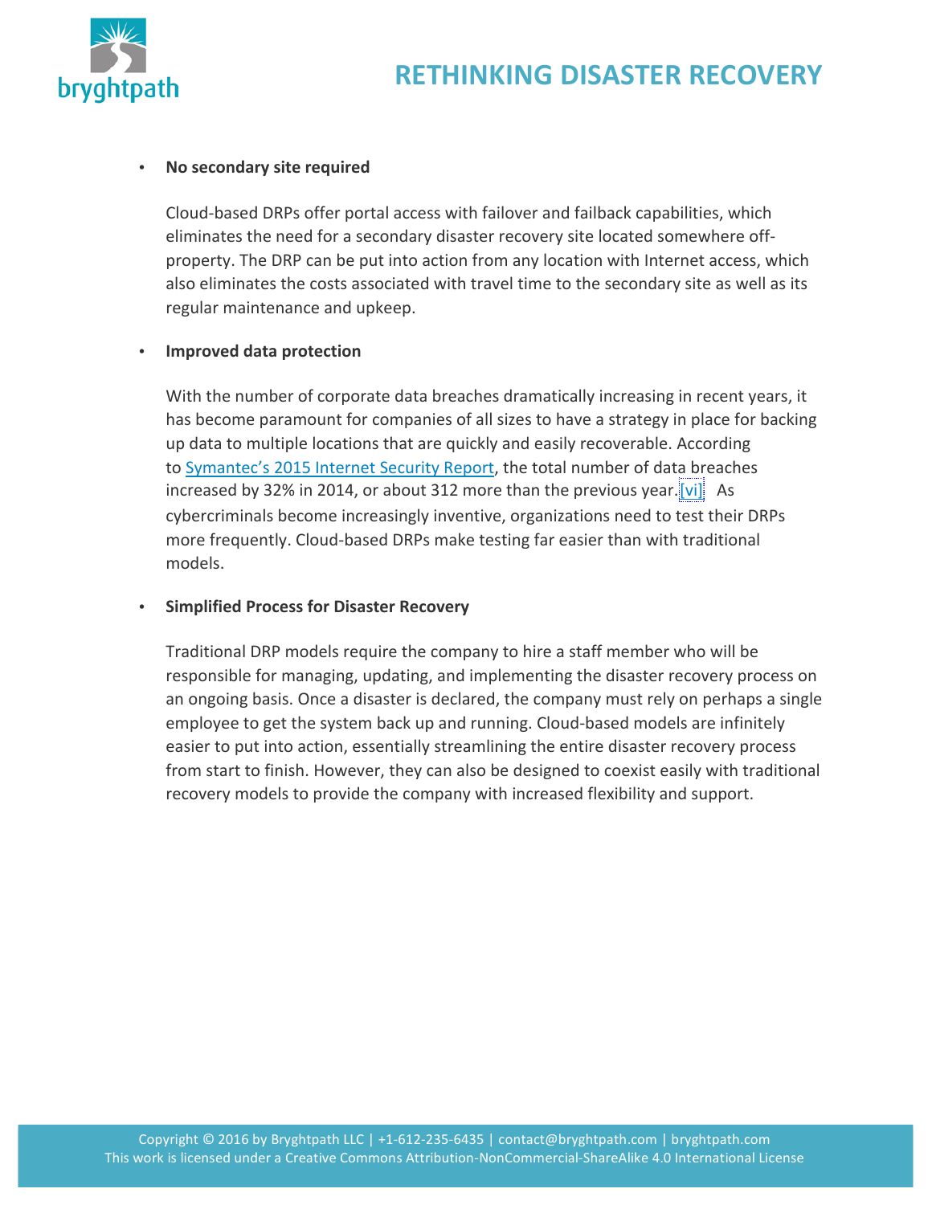- **No secondary site required**

  Cloud-based DRPs offer portal access with failover and failback capabilities, which eliminates the need for a secondary disaster recovery site located somewhere off-property. The DRP can be put into action from any location with Internet access, which also eliminates the costs associated with travel time to the secondary site as well as its regular maintenance and upkeep.

- **Improved data protection**

  With the number of corporate data breaches dramatically increasing in recent years, it has become paramount for companies of all sizes to have a strategy in place for backing up data to multiple locations that are quickly and easily recoverable. According to Symantec's 2015 Internet Security Report, the total number of data breaches increased by 32% in 2014, or about 312 more than the previous year.[vi] As cybercriminals become increasingly inventive, organizations need to test their DRPs more frequently. Cloud-based DRPs make testing far easier than with traditional models.

- **Simplified Process for Disaster Recovery**

  Traditional DRP models require the company to hire a staff member who will be responsible for managing, updating, and implementing the disaster recovery process on an ongoing basis. Once a disaster is declared, the company must rely on perhaps a single employee to get the system back up and running. Cloud-based models are infinitely easier to put into action, essentially streamlining the entire disaster recovery process from start to finish. However, they can also be designed to coexist easily with traditional recovery models to provide the company with increased flexibility and support.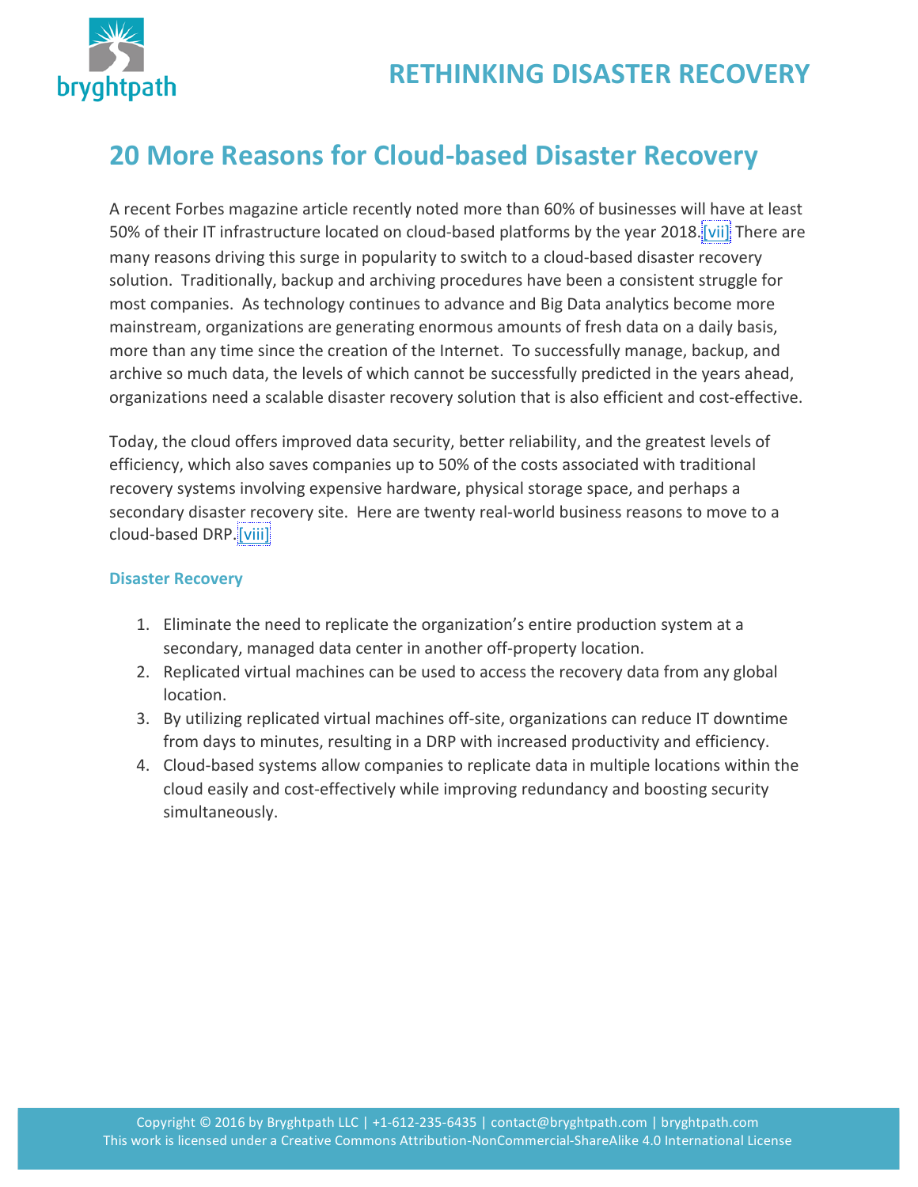## 20 More Reasons for Cloud-based Disaster Recovery

A recent Forbes magazine article recently noted more than 60% of businesses will have at least 50% of their IT infrastructure located on cloud-based platforms by the year 2018.[vii] There are many reasons driving this surge in popularity to switch to a cloud-based disaster recovery solution. Traditionally, backup and archiving procedures have been a consistent struggle for most companies. As technology continues to advance and Big Data analytics become more mainstream, organizations are generating enormous amounts of fresh data on a daily basis, more than any time since the creation of the Internet. To successfully manage, backup, and archive so much data, the levels of which cannot be successfully predicted in the years ahead, organizations need a scalable disaster recovery solution that is also efficient and cost-effective.

Today, the cloud offers improved data security, better reliability, and the greatest levels of efficiency, which also saves companies up to 50% of the costs associated with traditional recovery systems involving expensive hardware, physical storage space, and perhaps a secondary disaster recovery site. Here are twenty real-world business reasons to move to a cloud-based DRP.[viii]

#### Disaster Recovery

1. Eliminate the need to replicate the organization's entire production system at a secondary, managed data center in another off-property location.
2. Replicated virtual machines can be used to access the recovery data from any global location.
3. By utilizing replicated virtual machines off-site, organizations can reduce IT downtime from days to minutes, resulting in a DRP with increased productivity and efficiency.
4. Cloud-based systems allow companies to replicate data in multiple locations within the cloud easily and cost-effectively while improving redundancy and boosting security simultaneously.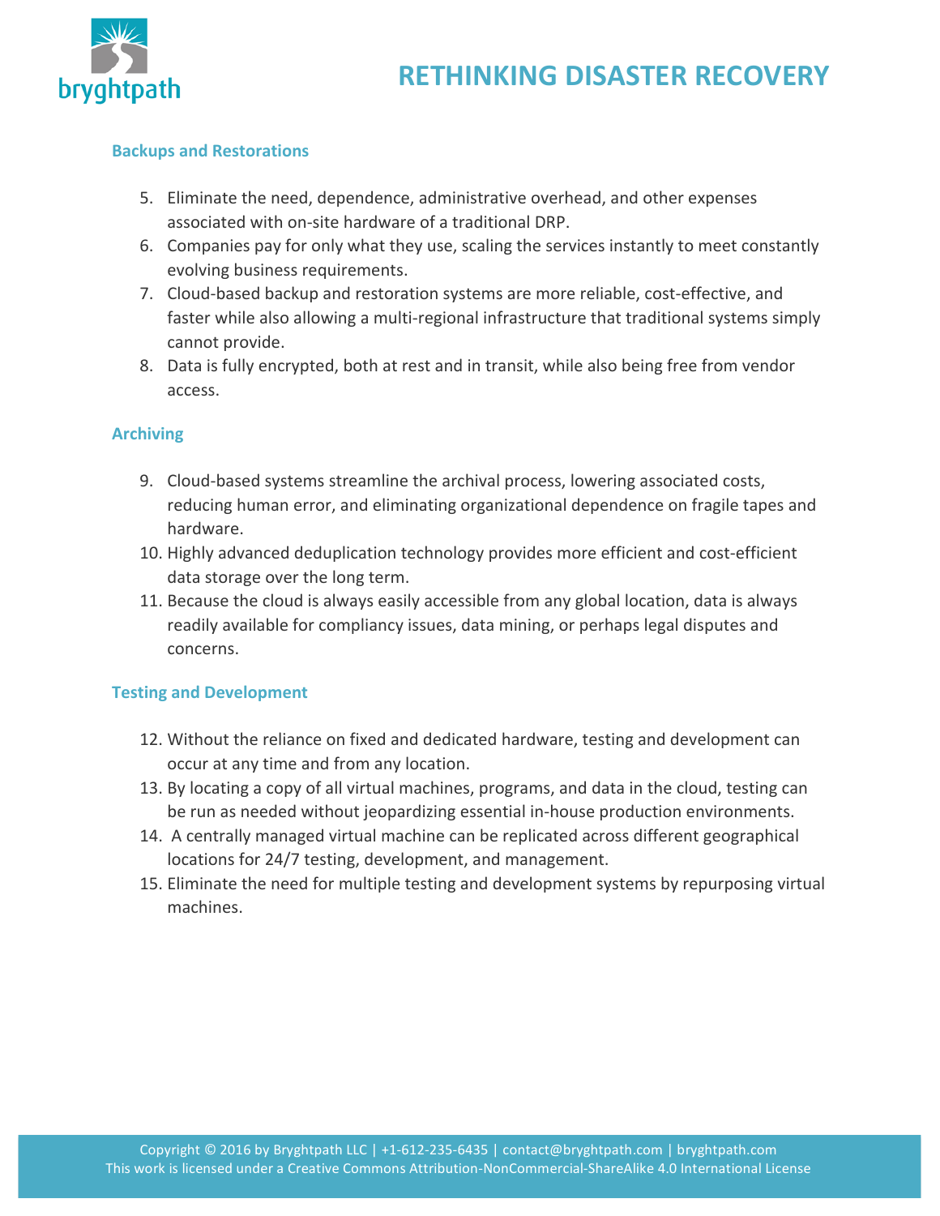### Backups and Restorations

5. Eliminate the need, dependence, administrative overhead, and other expenses associated with on-site hardware of a traditional DRP.
6. Companies pay for only what they use, scaling the services instantly to meet constantly evolving business requirements.
7. Cloud-based backup and restoration systems are more reliable, cost-effective, and faster while also allowing a multi-regional infrastructure that traditional systems simply cannot provide.
8. Data is fully encrypted, both at rest and in transit, while also being free from vendor access.

### Archiving

9. Cloud-based systems streamline the archival process, lowering associated costs, reducing human error, and eliminating organizational dependence on fragile tapes and hardware.
10. Highly advanced deduplication technology provides more efficient and cost-efficient data storage over the long term.
11. Because the cloud is always easily accessible from any global location, data is always readily available for compliancy issues, data mining, or perhaps legal disputes and concerns.

### Testing and Development

12. Without the reliance on fixed and dedicated hardware, testing and development can occur at any time and from any location.
13. By locating a copy of all virtual machines, programs, and data in the cloud, testing can be run as needed without jeopardizing essential in-house production environments.
14. A centrally managed virtual machine can be replicated across different geographical locations for 24/7 testing, development, and management.
15. Eliminate the need for multiple testing and development systems by repurposing virtual machines.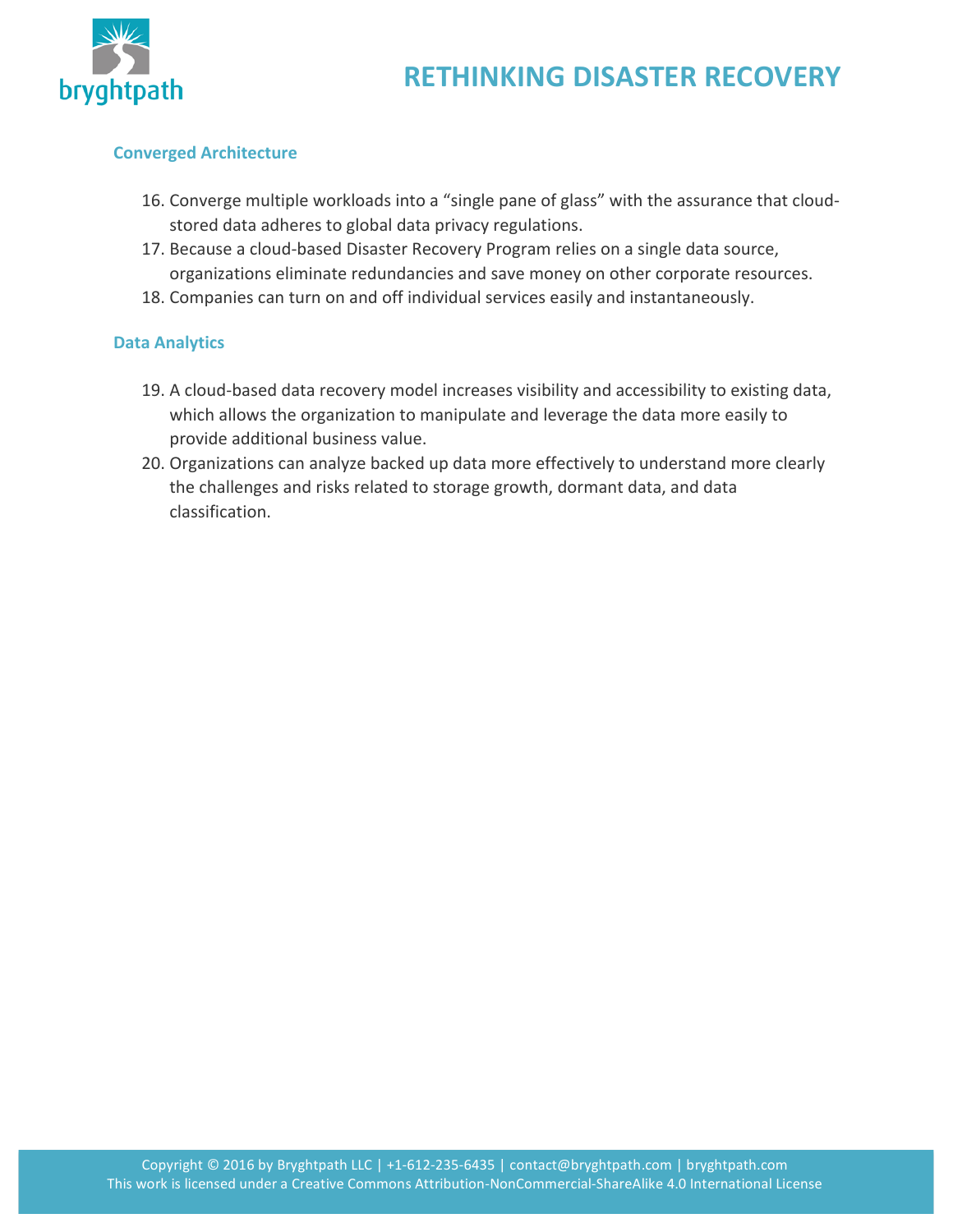### Converged Architecture

16. Converge multiple workloads into a “single pane of glass” with the assurance that cloud-stored data adheres to global data privacy regulations.
17. Because a cloud-based Disaster Recovery Program relies on a single data source, organizations eliminate redundancies and save money on other corporate resources.
18. Companies can turn on and off individual services easily and instantaneously.

### Data Analytics

19. A cloud-based data recovery model increases visibility and accessibility to existing data, which allows the organization to manipulate and leverage the data more easily to provide additional business value.
20. Organizations can analyze backed up data more effectively to understand more clearly the challenges and risks related to storage growth, dormant data, and data classification.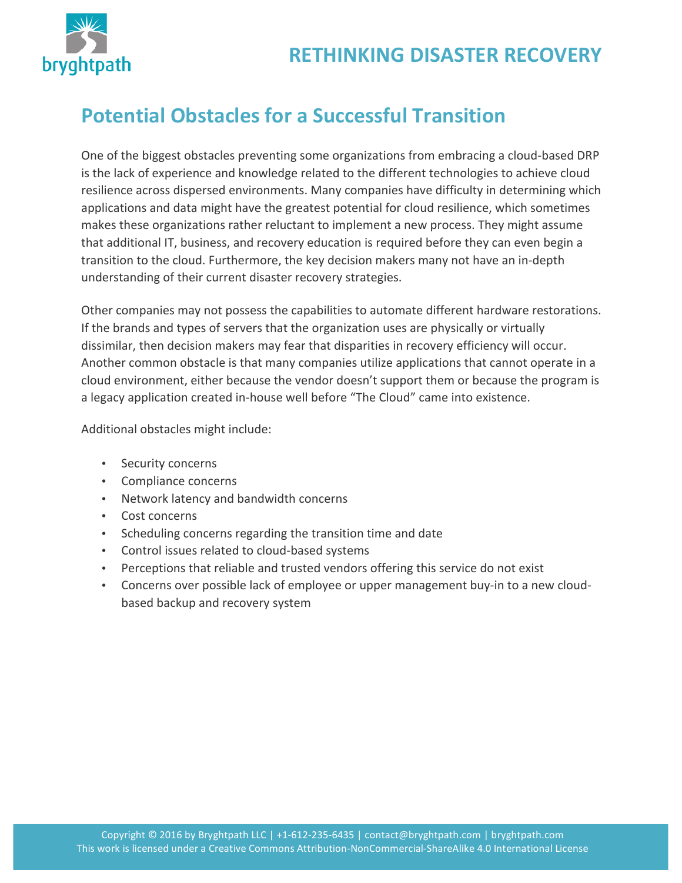## Potential Obstacles for a Successful Transition

One of the biggest obstacles preventing some organizations from embracing a cloud-based DRP is the lack of experience and knowledge related to the different technologies to achieve cloud resilience across dispersed environments. Many companies have difficulty in determining which applications and data might have the greatest potential for cloud resilience, which sometimes makes these organizations rather reluctant to implement a new process. They might assume that additional IT, business, and recovery education is required before they can even begin a transition to the cloud. Furthermore, the key decision makers many not have an in-depth understanding of their current disaster recovery strategies.

Other companies may not possess the capabilities to automate different hardware restorations. If the brands and types of servers that the organization uses are physically or virtually dissimilar, then decision makers may fear that disparities in recovery efficiency will occur. Another common obstacle is that many companies utilize applications that cannot operate in a cloud environment, either because the vendor doesn't support them or because the program is a legacy application created in-house well before "The Cloud" came into existence.

Additional obstacles might include:

- Security concerns
- Compliance concerns
- Network latency and bandwidth concerns
- Cost concerns
- Scheduling concerns regarding the transition time and date
- Control issues related to cloud-based systems
- Perceptions that reliable and trusted vendors offering this service do not exist
- Concerns over possible lack of employee or upper management buy-in to a new cloud-based backup and recovery system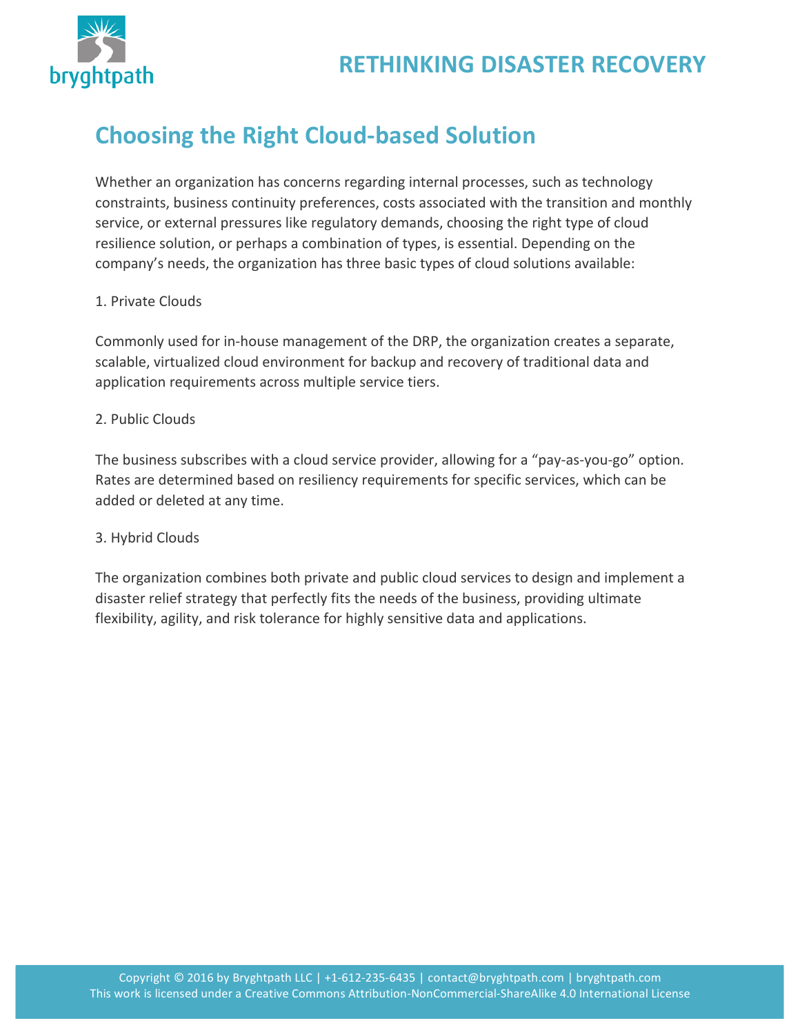## Choosing the Right Cloud-based Solution

Whether an organization has concerns regarding internal processes, such as technology constraints, business continuity preferences, costs associated with the transition and monthly service, or external pressures like regulatory demands, choosing the right type of cloud resilience solution, or perhaps a combination of types, is essential. Depending on the company's needs, the organization has three basic types of cloud solutions available:

1. Private Clouds

Commonly used for in-house management of the DRP, the organization creates a separate, scalable, virtualized cloud environment for backup and recovery of traditional data and application requirements across multiple service tiers.

2. Public Clouds

The business subscribes with a cloud service provider, allowing for a "pay-as-you-go" option. Rates are determined based on resiliency requirements for specific services, which can be added or deleted at any time.

3. Hybrid Clouds

The organization combines both private and public cloud services to design and implement a disaster relief strategy that perfectly fits the needs of the business, providing ultimate flexibility, agility, and risk tolerance for highly sensitive data and applications.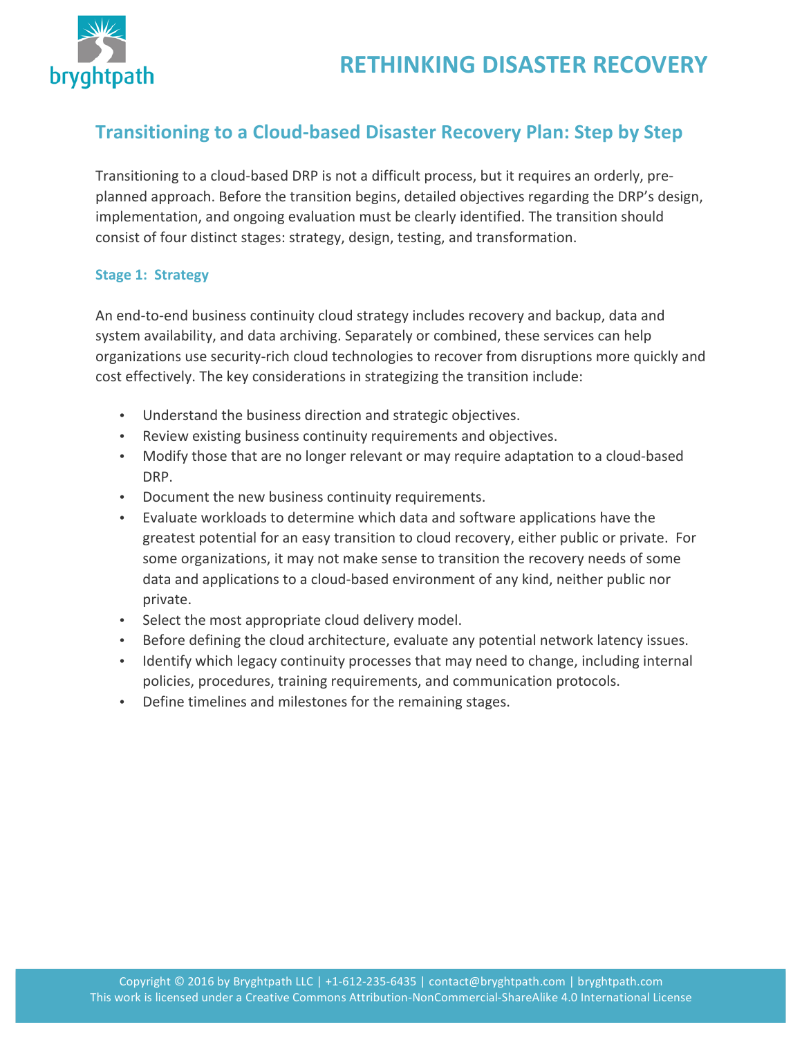## Transitioning to a Cloud-based Disaster Recovery Plan: Step by Step

Transitioning to a cloud-based DRP is not a difficult process, but it requires an orderly, pre-planned approach. Before the transition begins, detailed objectives regarding the DRP's design, implementation, and ongoing evaluation must be clearly identified. The transition should consist of four distinct stages: strategy, design, testing, and transformation.

### Stage 1: Strategy

An end-to-end business continuity cloud strategy includes recovery and backup, data and system availability, and data archiving. Separately or combined, these services can help organizations use security-rich cloud technologies to recover from disruptions more quickly and cost effectively. The key considerations in strategizing the transition include:

- Understand the business direction and strategic objectives.
- Review existing business continuity requirements and objectives.
- Modify those that are no longer relevant or may require adaptation to a cloud-based DRP.
- Document the new business continuity requirements.
- Evaluate workloads to determine which data and software applications have the greatest potential for an easy transition to cloud recovery, either public or private. For some organizations, it may not make sense to transition the recovery needs of some data and applications to a cloud-based environment of any kind, neither public nor private.
- Select the most appropriate cloud delivery model.
- Before defining the cloud architecture, evaluate any potential network latency issues.
- Identify which legacy continuity processes that may need to change, including internal policies, procedures, training requirements, and communication protocols.
- Define timelines and milestones for the remaining stages.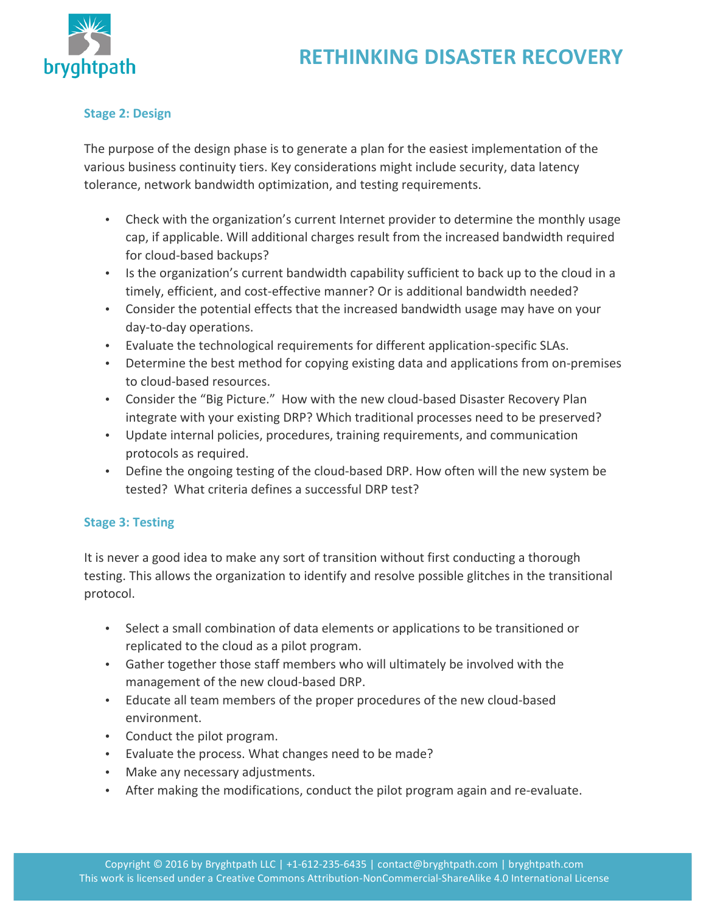### Stage 2: Design

The purpose of the design phase is to generate a plan for the easiest implementation of the various business continuity tiers. Key considerations might include security, data latency tolerance, network bandwidth optimization, and testing requirements.

- Check with the organization's current Internet provider to determine the monthly usage cap, if applicable. Will additional charges result from the increased bandwidth required for cloud-based backups?
- Is the organization's current bandwidth capability sufficient to back up to the cloud in a timely, efficient, and cost-effective manner? Or is additional bandwidth needed?
- Consider the potential effects that the increased bandwidth usage may have on your day-to-day operations.
- Evaluate the technological requirements for different application-specific SLAs.
- Determine the best method for copying existing data and applications from on-premises to cloud-based resources.
- Consider the "Big Picture." How with the new cloud-based Disaster Recovery Plan integrate with your existing DRP? Which traditional processes need to be preserved?
- Update internal policies, procedures, training requirements, and communication protocols as required.
- Define the ongoing testing of the cloud-based DRP. How often will the new system be tested? What criteria defines a successful DRP test?

### Stage 3: Testing

It is never a good idea to make any sort of transition without first conducting a thorough testing. This allows the organization to identify and resolve possible glitches in the transitional protocol.

- Select a small combination of data elements or applications to be transitioned or replicated to the cloud as a pilot program.
- Gather together those staff members who will ultimately be involved with the management of the new cloud-based DRP.
- Educate all team members of the proper procedures of the new cloud-based environment.
- Conduct the pilot program.
- Evaluate the process. What changes need to be made?
- Make any necessary adjustments.
- After making the modifications, conduct the pilot program again and re-evaluate.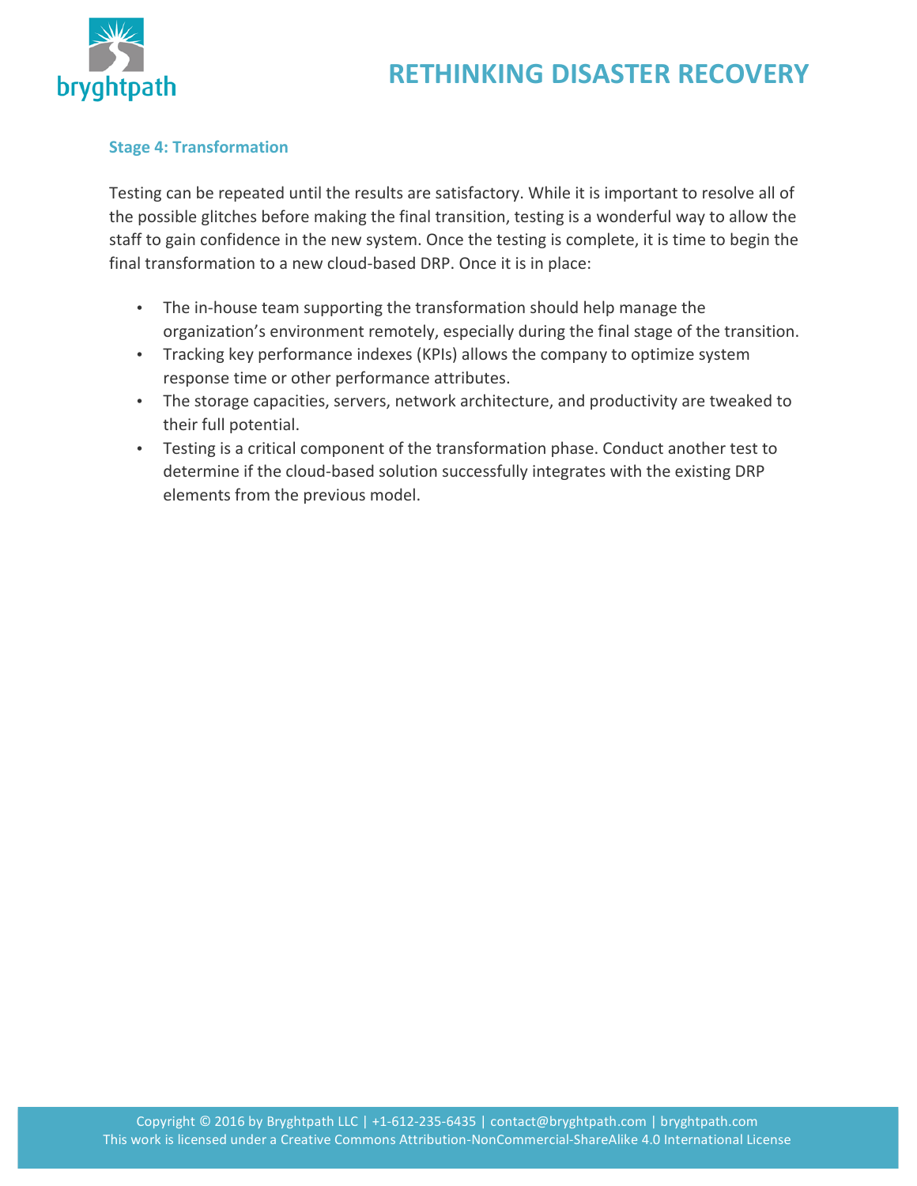### Stage 4: Transformation

Testing can be repeated until the results are satisfactory. While it is important to resolve all of the possible glitches before making the final transition, testing is a wonderful way to allow the staff to gain confidence in the new system. Once the testing is complete, it is time to begin the final transformation to a new cloud-based DRP. Once it is in place:

- The in-house team supporting the transformation should help manage the organization's environment remotely, especially during the final stage of the transition.
- Tracking key performance indexes (KPIs) allows the company to optimize system response time or other performance attributes.
- The storage capacities, servers, network architecture, and productivity are tweaked to their full potential.
- Testing is a critical component of the transformation phase. Conduct another test to determine if the cloud-based solution successfully integrates with the existing DRP elements from the previous model.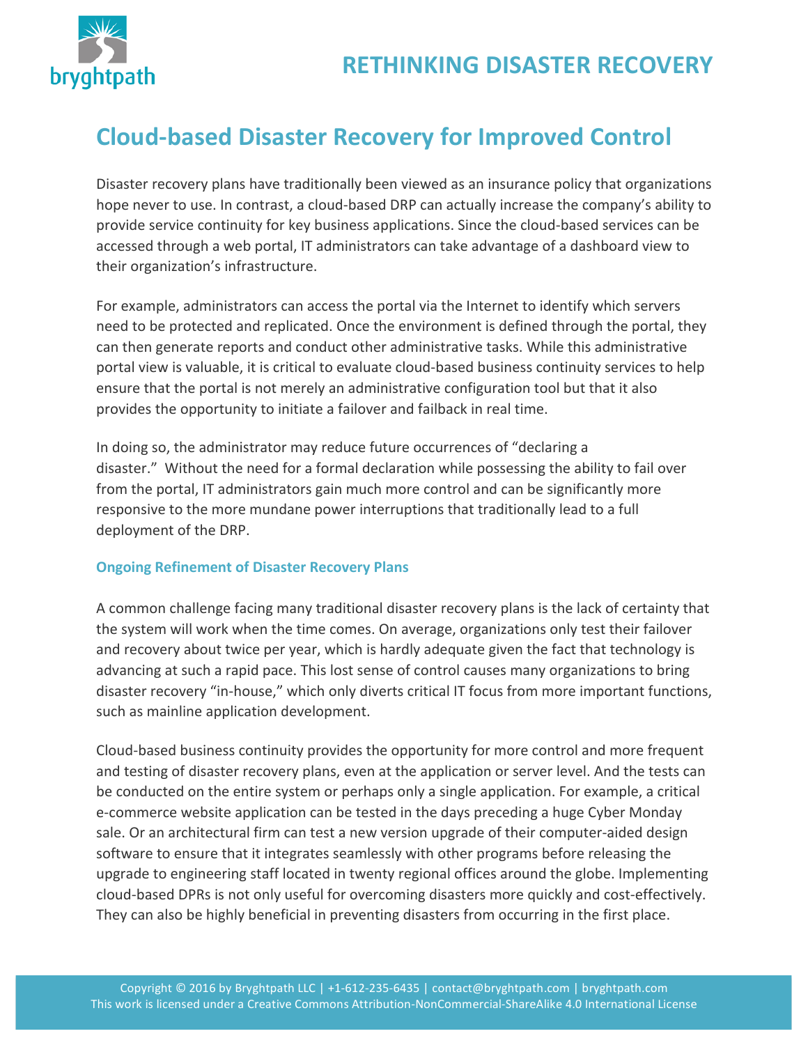# Cloud-based Disaster Recovery for Improved Control

Disaster recovery plans have traditionally been viewed as an insurance policy that organizations hope never to use. In contrast, a cloud-based DRP can actually increase the company's ability to provide service continuity for key business applications. Since the cloud-based services can be accessed through a web portal, IT administrators can take advantage of a dashboard view to their organization's infrastructure.

For example, administrators can access the portal via the Internet to identify which servers need to be protected and replicated. Once the environment is defined through the portal, they can then generate reports and conduct other administrative tasks. While this administrative portal view is valuable, it is critical to evaluate cloud-based business continuity services to help ensure that the portal is not merely an administrative configuration tool but that it also provides the opportunity to initiate a failover and failback in real time.

In doing so, the administrator may reduce future occurrences of "declaring a disaster." Without the need for a formal declaration while possessing the ability to fail over from the portal, IT administrators gain much more control and can be significantly more responsive to the more mundane power interruptions that traditionally lead to a full deployment of the DRP.

### Ongoing Refinement of Disaster Recovery Plans

A common challenge facing many traditional disaster recovery plans is the lack of certainty that the system will work when the time comes. On average, organizations only test their failover and recovery about twice per year, which is hardly adequate given the fact that technology is advancing at such a rapid pace. This lost sense of control causes many organizations to bring disaster recovery "in-house," which only diverts critical IT focus from more important functions, such as mainline application development.

Cloud-based business continuity provides the opportunity for more control and more frequent and testing of disaster recovery plans, even at the application or server level. And the tests can be conducted on the entire system or perhaps only a single application. For example, a critical e-commerce website application can be tested in the days preceding a huge Cyber Monday sale. Or an architectural firm can test a new version upgrade of their computer-aided design software to ensure that it integrates seamlessly with other programs before releasing the upgrade to engineering staff located in twenty regional offices around the globe. Implementing cloud-based DPRs is not only useful for overcoming disasters more quickly and cost-effectively. They can also be highly beneficial in preventing disasters from occurring in the first place.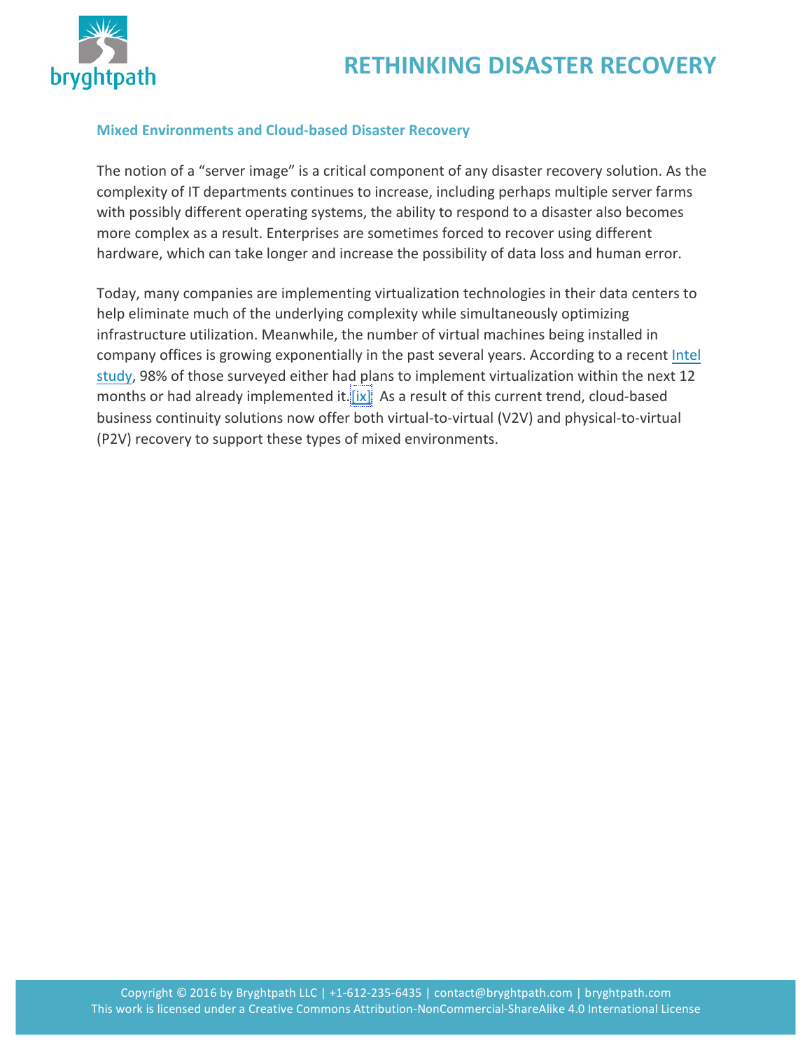## Mixed Environments and Cloud-based Disaster Recovery

The notion of a "server image" is a critical component of any disaster recovery solution. As the complexity of IT departments continues to increase, including perhaps multiple server farms with possibly different operating systems, the ability to respond to a disaster also becomes more complex as a result. Enterprises are sometimes forced to recover using different hardware, which can take longer and increase the possibility of data loss and human error.

Today, many companies are implementing virtualization technologies in their data centers to help eliminate much of the underlying complexity while simultaneously optimizing infrastructure utilization. Meanwhile, the number of virtual machines being installed in company offices is growing exponentially in the past several years. According to a recent Intel study, 98% of those surveyed either had plans to implement virtualization within the next 12 months or had already implemented it.[ix] As a result of this current trend, cloud-based business continuity solutions now offer both virtual-to-virtual (V2V) and physical-to-virtual (P2V) recovery to support these types of mixed environments.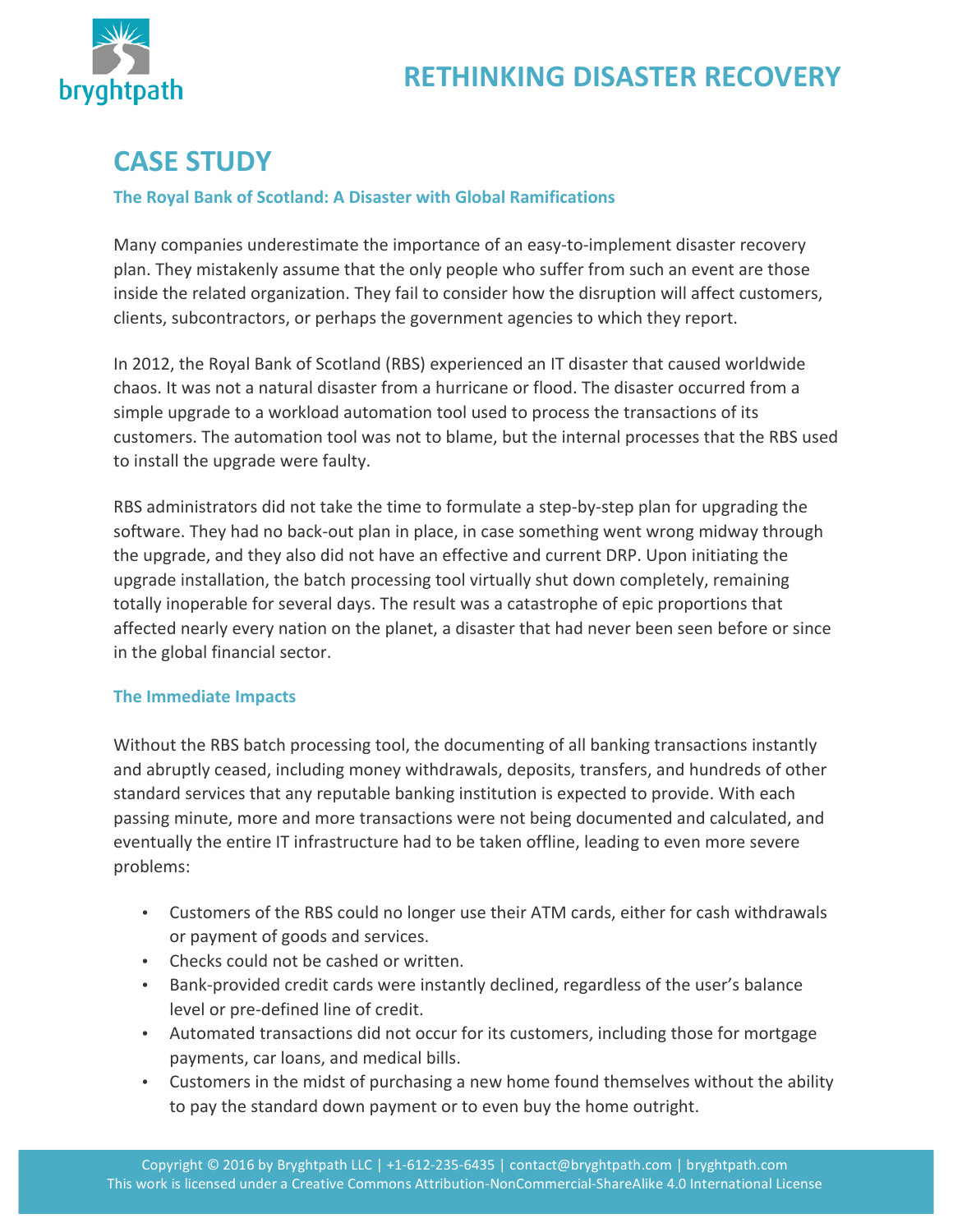## CASE STUDY

### The Royal Bank of Scotland: A Disaster with Global Ramifications

Many companies underestimate the importance of an easy-to-implement disaster recovery plan. They mistakenly assume that the only people who suffer from such an event are those inside the related organization. They fail to consider how the disruption will affect customers, clients, subcontractors, or perhaps the government agencies to which they report.

In 2012, the Royal Bank of Scotland (RBS) experienced an IT disaster that caused worldwide chaos. It was not a natural disaster from a hurricane or flood. The disaster occurred from a simple upgrade to a workload automation tool used to process the transactions of its customers. The automation tool was not to blame, but the internal processes that the RBS used to install the upgrade were faulty.

RBS administrators did not take the time to formulate a step-by-step plan for upgrading the software. They had no back-out plan in place, in case something went wrong midway through the upgrade, and they also did not have an effective and current DRP. Upon initiating the upgrade installation, the batch processing tool virtually shut down completely, remaining totally inoperable for several days. The result was a catastrophe of epic proportions that affected nearly every nation on the planet, a disaster that had never been seen before or since in the global financial sector.

### The Immediate Impacts

Without the RBS batch processing tool, the documenting of all banking transactions instantly and abruptly ceased, including money withdrawals, deposits, transfers, and hundreds of other standard services that any reputable banking institution is expected to provide. With each passing minute, more and more transactions were not being documented and calculated, and eventually the entire IT infrastructure had to be taken offline, leading to even more severe problems:

- Customers of the RBS could no longer use their ATM cards, either for cash withdrawals or payment of goods and services.
- Checks could not be cashed or written.
- Bank-provided credit cards were instantly declined, regardless of the user's balance level or pre-defined line of credit.
- Automated transactions did not occur for its customers, including those for mortgage payments, car loans, and medical bills.
- Customers in the midst of purchasing a new home found themselves without the ability to pay the standard down payment or to even buy the home outright.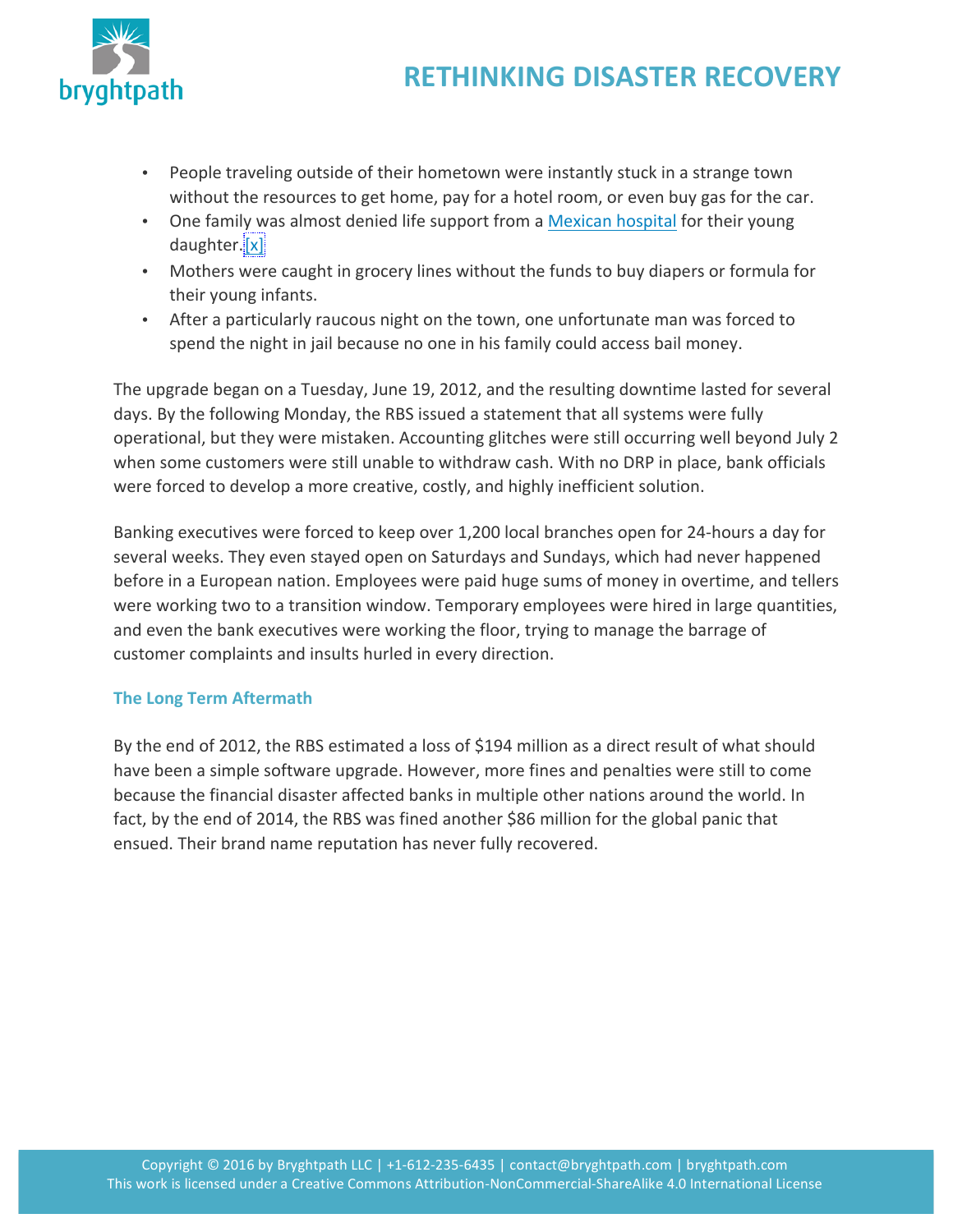- People traveling outside of their hometown were instantly stuck in a strange town without the resources to get home, pay for a hotel room, or even buy gas for the car.
- One family was almost denied life support from a Mexican hospital for their young daughter.[x]
- Mothers were caught in grocery lines without the funds to buy diapers or formula for their young infants.
- After a particularly raucous night on the town, one unfortunate man was forced to spend the night in jail because no one in his family could access bail money.

The upgrade began on a Tuesday, June 19, 2012, and the resulting downtime lasted for several days. By the following Monday, the RBS issued a statement that all systems were fully operational, but they were mistaken. Accounting glitches were still occurring well beyond July 2 when some customers were still unable to withdraw cash. With no DRP in place, bank officials were forced to develop a more creative, costly, and highly inefficient solution.

Banking executives were forced to keep over 1,200 local branches open for 24-hours a day for several weeks. They even stayed open on Saturdays and Sundays, which had never happened before in a European nation. Employees were paid huge sums of money in overtime, and tellers were working two to a transition window. Temporary employees were hired in large quantities, and even the bank executives were working the floor, trying to manage the barrage of customer complaints and insults hurled in every direction.

### The Long Term Aftermath

By the end of 2012, the RBS estimated a loss of $194 million as a direct result of what should have been a simple software upgrade. However, more fines and penalties were still to come because the financial disaster affected banks in multiple other nations around the world. In fact, by the end of 2014, the RBS was fined another $86 million for the global panic that ensued. Their brand name reputation has never fully recovered.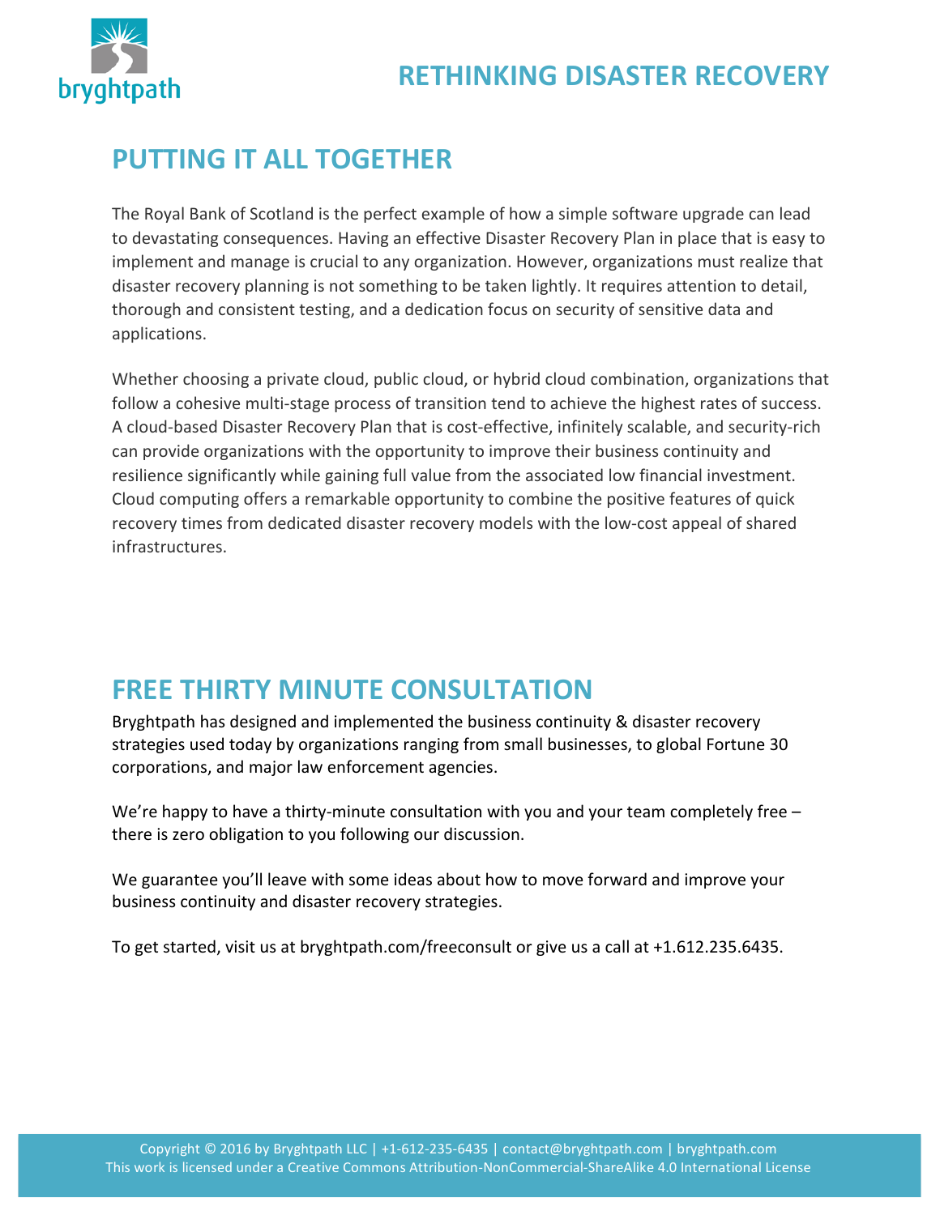## PUTTING IT ALL TOGETHER

The Royal Bank of Scotland is the perfect example of how a simple software upgrade can lead to devastating consequences. Having an effective Disaster Recovery Plan in place that is easy to implement and manage is crucial to any organization. However, organizations must realize that disaster recovery planning is not something to be taken lightly. It requires attention to detail, thorough and consistent testing, and a dedication focus on security of sensitive data and applications.

Whether choosing a private cloud, public cloud, or hybrid cloud combination, organizations that follow a cohesive multi-stage process of transition tend to achieve the highest rates of success. A cloud-based Disaster Recovery Plan that is cost-effective, infinitely scalable, and security-rich can provide organizations with the opportunity to improve their business continuity and resilience significantly while gaining full value from the associated low financial investment. Cloud computing offers a remarkable opportunity to combine the positive features of quick recovery times from dedicated disaster recovery models with the low-cost appeal of shared infrastructures.

## FREE THIRTY MINUTE CONSULTATION

Bryghtpath has designed and implemented the business continuity & disaster recovery strategies used today by organizations ranging from small businesses, to global Fortune 30 corporations, and major law enforcement agencies.

We're happy to have a thirty-minute consultation with you and your team completely free – there is zero obligation to you following our discussion.

We guarantee you'll leave with some ideas about how to move forward and improve your business continuity and disaster recovery strategies.

To get started, visit us at bryghtpath.com/freeconsult or give us a call at +1.612.235.6435.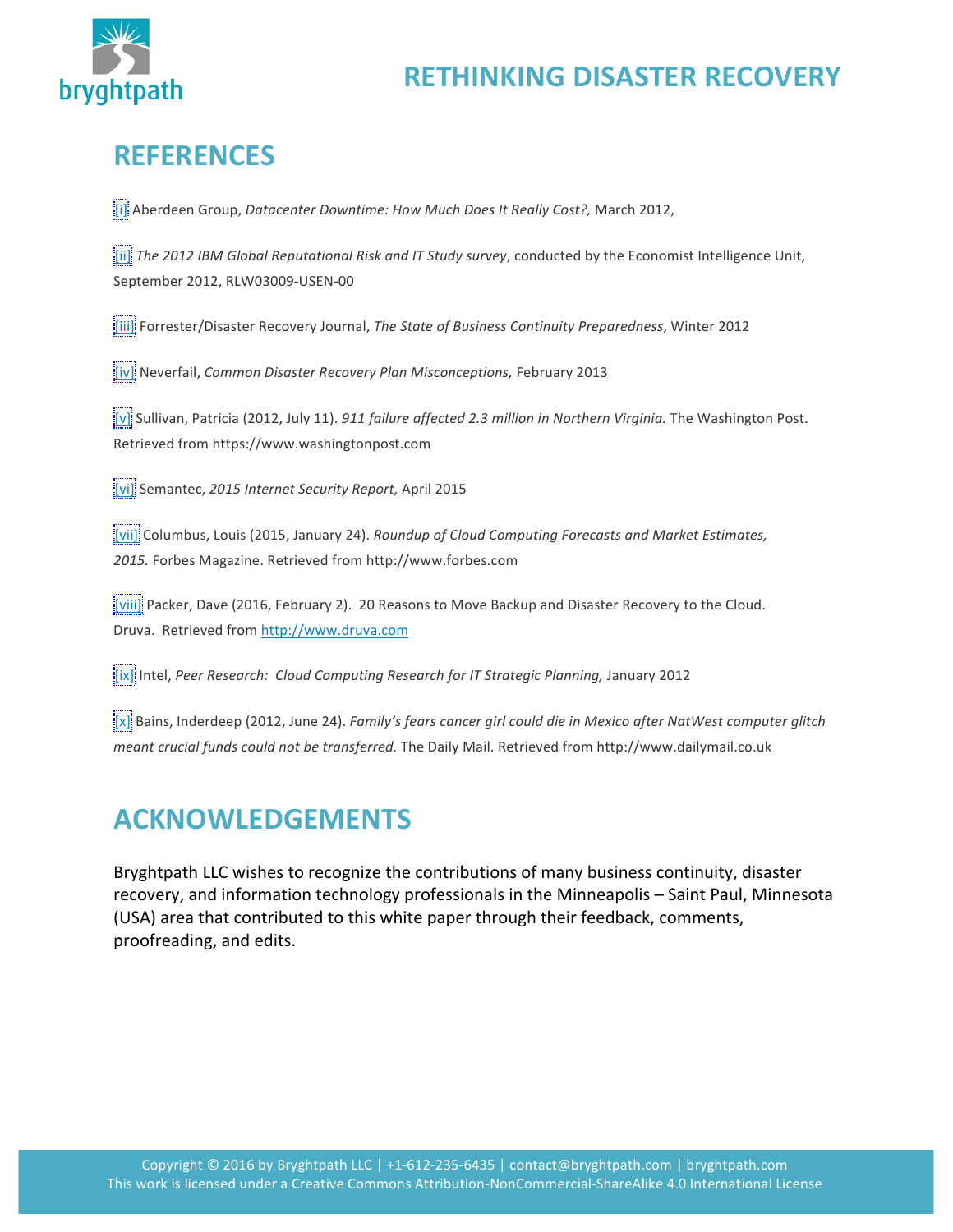## REFERENCES

[i] Aberdeen Group, *Datacenter Downtime: How Much Does It Really Cost?,* March 2012,

[ii] *The 2012 IBM Global Reputational Risk and IT Study survey*, conducted by the Economist Intelligence Unit, September 2012, RLW03009-USEN-00

[iii] Forrester/Disaster Recovery Journal, *The State of Business Continuity Preparedness*, Winter 2012

[iv] Neverfail, *Common Disaster Recovery Plan Misconceptions,* February 2013

[v] Sullivan, Patricia (2012, July 11). *911 failure affected 2.3 million in Northern Virginia.* The Washington Post. Retrieved from https://www.washingtonpost.com

[vi] Semantec, *2015 Internet Security Report,* April 2015

[vii] Columbus, Louis (2015, January 24). *Roundup of Cloud Computing Forecasts and Market Estimates, 2015.* Forbes Magazine. Retrieved from http://www.forbes.com

[viii] Packer, Dave (2016, February 2). 20 Reasons to Move Backup and Disaster Recovery to the Cloud. Druva. Retrieved from http://www.druva.com

[ix] Intel, *Peer Research: Cloud Computing Research for IT Strategic Planning,* January 2012

[x] Bains, Inderdeep (2012, June 24). *Family's fears cancer girl could die in Mexico after NatWest computer glitch meant crucial funds could not be transferred.* The Daily Mail. Retrieved from http://www.dailymail.co.uk

## ACKNOWLEDGEMENTS

Bryghtpath LLC wishes to recognize the contributions of many business continuity, disaster recovery, and information technology professionals in the Minneapolis – Saint Paul, Minnesota (USA) area that contributed to this white paper through their feedback, comments, proofreading, and edits.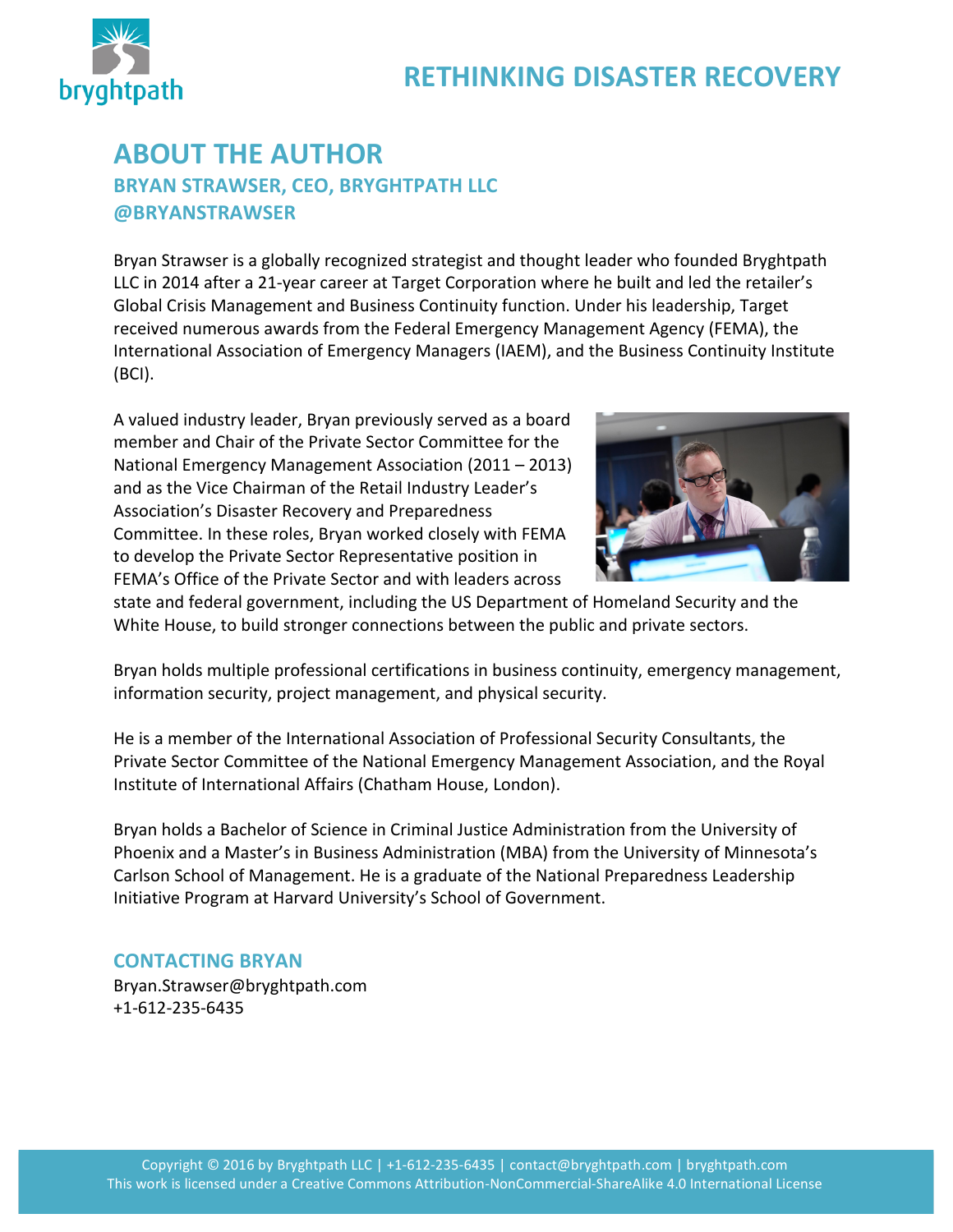## ABOUT THE AUTHOR

### BRYAN STRAWSER, CEO, BRYGHTPATH LLC

### @BRYANSTRAWSER

Bryan Strawser is a globally recognized strategist and thought leader who founded Bryghtpath LLC in 2014 after a 21-year career at Target Corporation where he built and led the retailer's Global Crisis Management and Business Continuity function. Under his leadership, Target received numerous awards from the Federal Emergency Management Agency (FEMA), the International Association of Emergency Managers (IAEM), and the Business Continuity Institute (BCI).

A valued industry leader, Bryan previously served as a board member and Chair of the Private Sector Committee for the National Emergency Management Association (2011 – 2013) and as the Vice Chairman of the Retail Industry Leader's Association's Disaster Recovery and Preparedness Committee. In these roles, Bryan worked closely with FEMA to develop the Private Sector Representative position in FEMA's Office of the Private Sector and with leaders across state and federal government, including the US Department of Homeland Security and the White House, to build stronger connections between the public and private sectors.

Bryan holds multiple professional certifications in business continuity, emergency management, information security, project management, and physical security.

He is a member of the International Association of Professional Security Consultants, the Private Sector Committee of the National Emergency Management Association, and the Royal Institute of International Affairs (Chatham House, London).

Bryan holds a Bachelor of Science in Criminal Justice Administration from the University of Phoenix and a Master's in Business Administration (MBA) from the University of Minnesota's Carlson School of Management. He is a graduate of the National Preparedness Leadership Initiative Program at Harvard University's School of Government.

### CONTACTING BRYAN

Bryan.Strawser@bryghtpath.com
+1-612-235-6435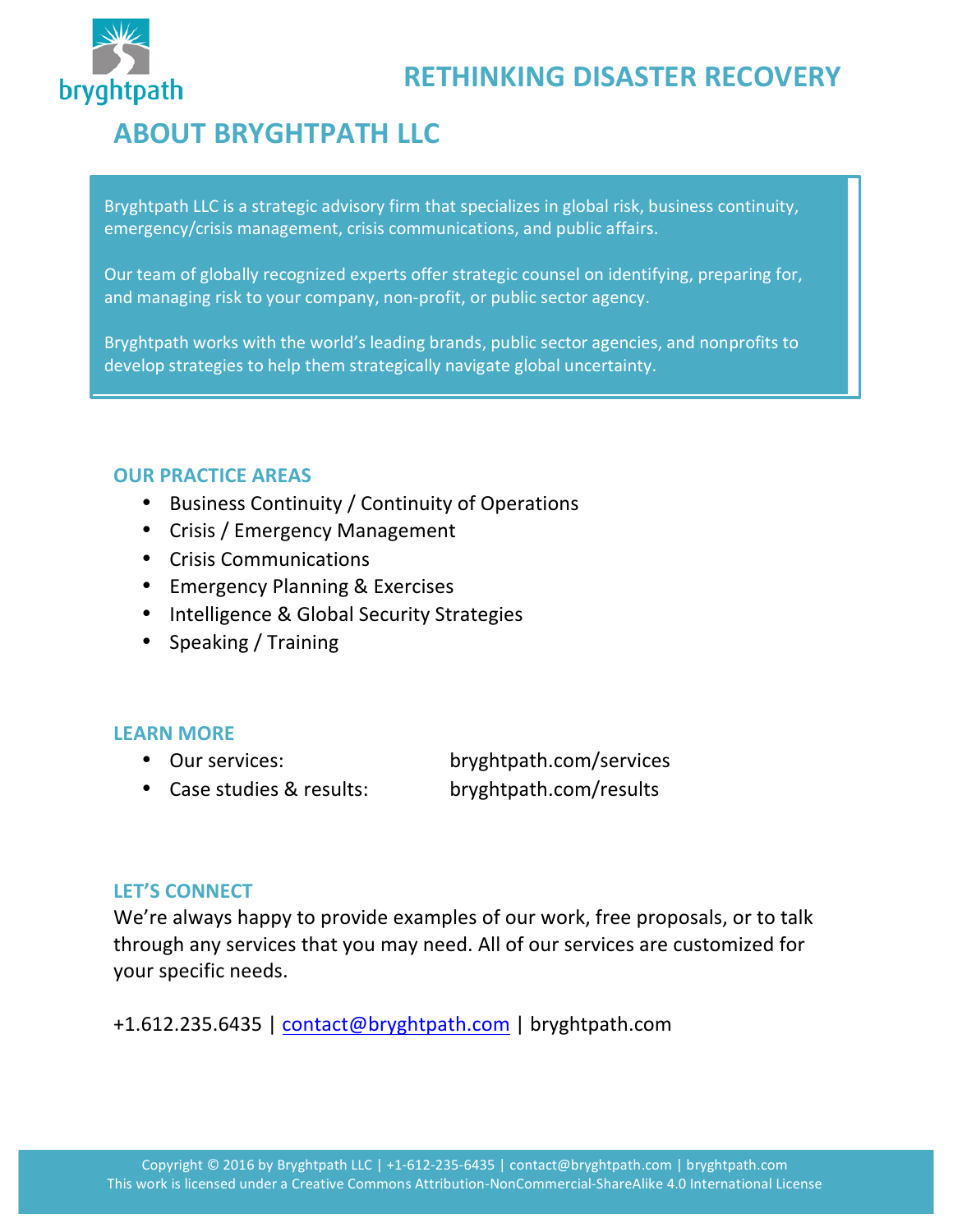# ABOUT BRYGHTPATH LLC

Bryghtpath LLC is a strategic advisory firm that specializes in global risk, business continuity, emergency/crisis management, crisis communications, and public affairs.

Our team of globally recognized experts offer strategic counsel on identifying, preparing for, and managing risk to your company, non-profit, or public sector agency.

Bryghtpath works with the world's leading brands, public sector agencies, and nonprofits to develop strategies to help them strategically navigate global uncertainty.

### OUR PRACTICE AREAS

- Business Continuity / Continuity of Operations
- Crisis / Emergency Management
- Crisis Communications
- Emergency Planning & Exercises
- Intelligence & Global Security Strategies
- Speaking / Training

### LEARN MORE

- Our services: bryghtpath.com/services
- Case studies & results: bryghtpath.com/results

### LET'S CONNECT

We're always happy to provide examples of our work, free proposals, or to talk through any services that you may need. All of our services are customized for your specific needs.

+1.612.235.6435 | contact@bryghtpath.com | bryghtpath.com

Copyright © 2016 by Bryghtpath LLC | +1-612-235-6435 | contact@bryghtpath.com | bryghtpath.com
This work is licensed under a Creative Commons Attribution-NonCommercial-ShareAlike 4.0 International License